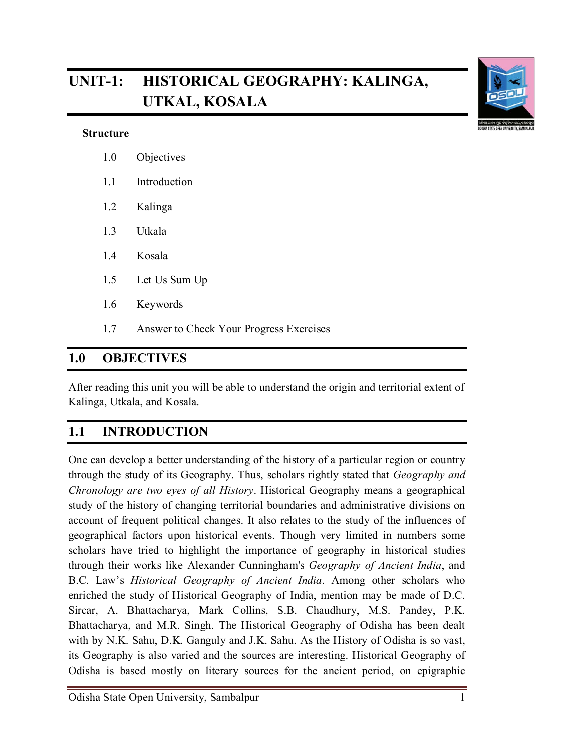# UNIT-1: HISTORICAL GEOGRAPHY: KALINGA, UTKAL, KOSALA

**Structure**

- 1.0 Objectives
- 1.1 Introduction
- 1.2 Kalinga
- 1.3 Utkala
- 1.4 Kosala
- 1.5 Let Us Sum Up
- 1.6 Keywords
- 1.7 Answer to Check Your Progress Exercises

## 1.0 OBJECTIVES

After reading this unit you will be able to understand the origin and territorial extent of Kalinga, Utkala, and Kosala.

## 1.1 INTRODUCTION

One can develop a better understanding of the history of a particular region or country through the study of its Geography. Thus, scholars rightly stated that *Geography and Chronology are two eyes of all History*. Historical Geography means a geographical study of the history of changing territorial boundaries and administrative divisions on account of frequent political changes. It also relates to the study of the influences of geographical factors upon historical events. Though very limited in numbers some scholars have tried to highlight the importance of geography in historical studies through their works like Alexander Cunningham's *Geography of Ancient India*, and B.C. Law's *Historical Geography of Ancient India*. Among other scholars who enriched the study of Historical Geography of India, mention may be made of D.C. Sircar, A. Bhattacharya, Mark Collins, S.B. Chaudhury, M.S. Pandey, P.K. Bhattacharya, and M.R. Singh. The Historical Geography of Odisha has been dealt with by N.K. Sahu, D.K. Ganguly and J.K. Sahu. As the History of Odisha is so vast, its Geography is also varied and the sources are interesting. Historical Geography of Odisha is based mostly on literary sources for the ancient period, on epigraphic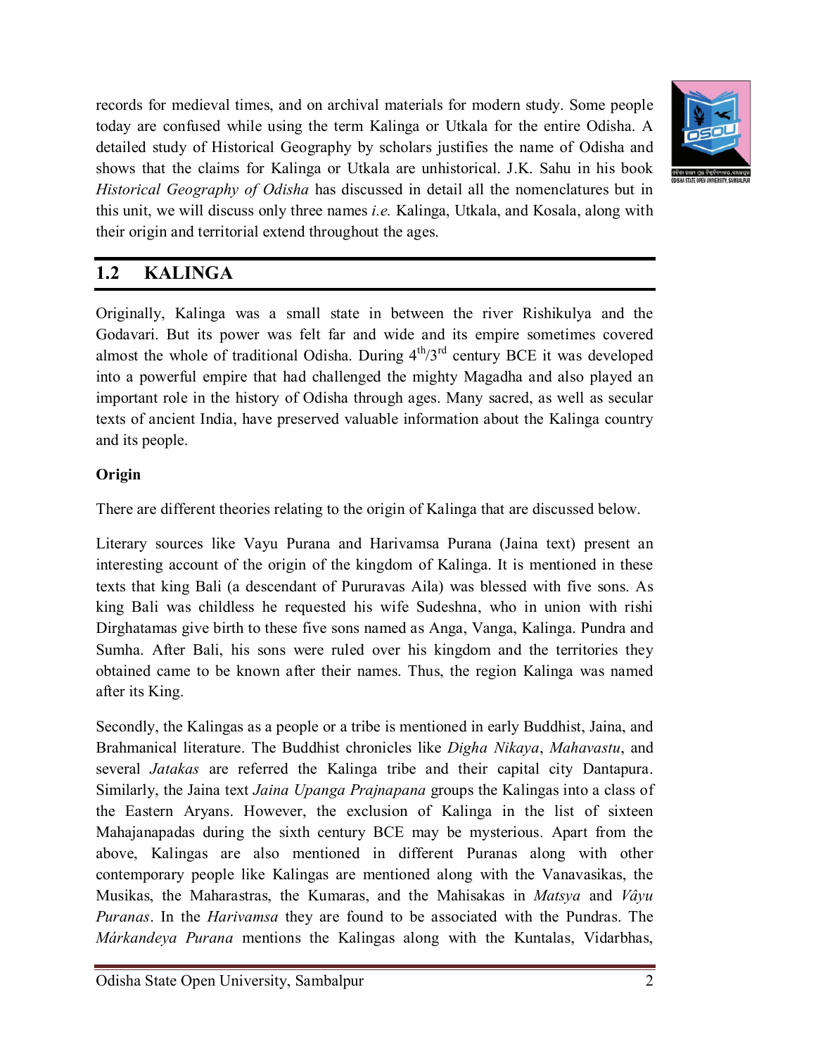records for medieval times, and on archival materials for modern study. Some people today are confused while using the term Kalinga or Utkala for the entire Odisha. A detailed study of Historical Geography by scholars justifies the name of Odisha and shows that the claims for Kalinga or Utkala are unhistorical. J.K. Sahu in his book *Historical Geography of Odisha* has discussed in detail all the nomenclatures but in this unit, we will discuss only three names *i.e.* Kalinga, Utkala, and Kosala, along with their origin and territorial extend throughout the ages.

## 1.2 KALINGA

Originally, Kalinga was a small state in between the river Rishikulya and the Godavari. But its power was felt far and wide and its empire sometimes covered almost the whole of traditional Odisha. During 4th/3rd century BCE it was developed into a powerful empire that had challenged the mighty Magadha and also played an important role in the history of Odisha through ages. Many sacred, as well as secular texts of ancient India, have preserved valuable information about the Kalinga country and its people.

**Origin**

There are different theories relating to the origin of Kalinga that are discussed below.

Literary sources like Vayu Purana and Harivamsa Purana (Jaina text) present an interesting account of the origin of the kingdom of Kalinga. It is mentioned in these texts that king Bali (a descendant of Pururavas Aila) was blessed with five sons. As king Bali was childless he requested his wife Sudeshna, who in union with rishi Dirghatamas give birth to these five sons named as Anga, Vanga, Kalinga. Pundra and Sumha. After Bali, his sons were ruled over his kingdom and the territories they obtained came to be known after their names. Thus, the region Kalinga was named after its King.

Secondly, the Kalingas as a people or a tribe is mentioned in early Buddhist, Jaina, and Brahmanical literature. The Buddhist chronicles like *Digha Nikaya*, *Mahavastu*, and several *Jatakas* are referred the Kalinga tribe and their capital city Dantapura. Similarly, the Jaina text *Jaina Upanga Prajnapana* groups the Kalingas into a class of the Eastern Aryans. However, the exclusion of Kalinga in the list of sixteen Mahajanapadas during the sixth century BCE may be mysterious. Apart from the above, Kalingas are also mentioned in different Puranas along with other contemporary people like Kalingas are mentioned along with the Vanavasikas, the Musikas, the Maharastras, the Kumaras, and the Mahisakas in *Matsya* and *Vâyu Puranas*. In the *Harivamsa* they are found to be associated with the Pundras. The *Márkandeya Purana* mentions the Kalingas along with the Kuntalas, Vidarbhas,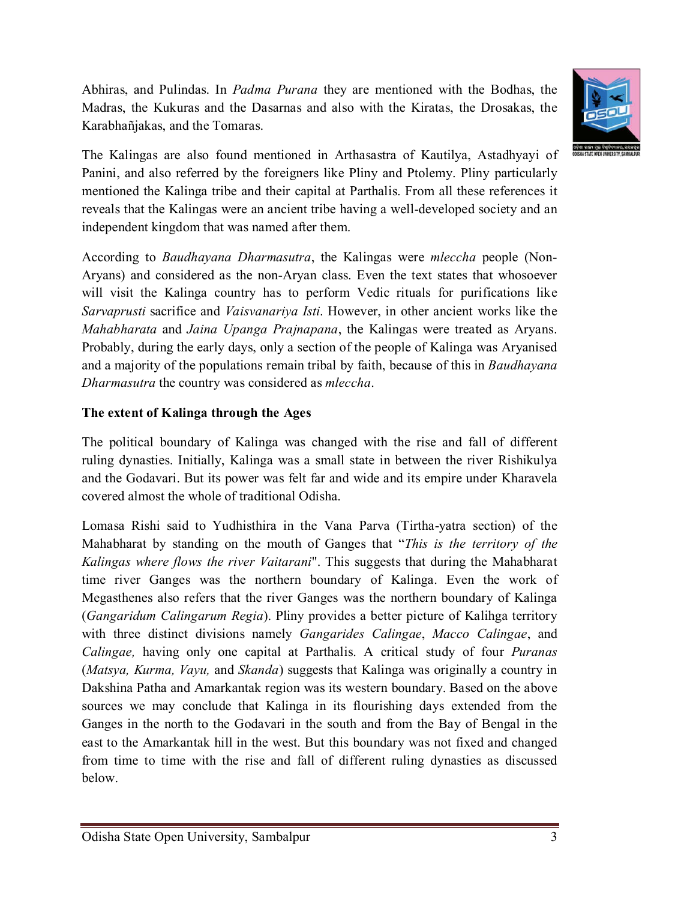Abhiras, and Pulindas. In *Padma Purana* they are mentioned with the Bodhas, the Madras, the Kukuras and the Dasarnas and also with the Kiratas, the Drosakas, the Karabhañjakas, and the Tomaras.

The Kalingas are also found mentioned in Arthasastra of Kautilya, Astadhyayi of Panini, and also referred by the foreigners like Pliny and Ptolemy. Pliny particularly mentioned the Kalinga tribe and their capital at Parthalis. From all these references it reveals that the Kalingas were an ancient tribe having a well-developed society and an independent kingdom that was named after them.

According to *Baudhayana Dharmasutra*, the Kalingas were *mleccha* people (Non-Aryans) and considered as the non-Aryan class. Even the text states that whosoever will visit the Kalinga country has to perform Vedic rituals for purifications like *Sarvaprusti* sacrifice and *Vaisvanariya Isti*. However, in other ancient works like the *Mahabharata* and *Jaina Upanga Prajnapana*, the Kalingas were treated as Aryans. Probably, during the early days, only a section of the people of Kalinga was Aryanised and a majority of the populations remain tribal by faith, because of this in *Baudhayana Dharmasutra* the country was considered as *mleccha*.

**The extent of Kalinga through the Ages**

The political boundary of Kalinga was changed with the rise and fall of different ruling dynasties. Initially, Kalinga was a small state in between the river Rishikulya and the Godavari. But its power was felt far and wide and its empire under Kharavela covered almost the whole of traditional Odisha.

Lomasa Rishi said to Yudhisthira in the Vana Parva (Tirtha-yatra section) of the Mahabharat by standing on the mouth of Ganges that "*This is the territory of the Kalingas where flows the river Vaitarani*". This suggests that during the Mahabharat time river Ganges was the northern boundary of Kalinga. Even the work of Megasthenes also refers that the river Ganges was the northern boundary of Kalinga (*Gangaridum Calingarum Regia*). Pliny provides a better picture of Kalihga territory with three distinct divisions namely *Gangarides Calingae*, *Macco Calingae*, and *Calingae,* having only one capital at Parthalis. A critical study of four *Puranas* (*Matsya, Kurma, Vayu,* and *Skanda*) suggests that Kalinga was originally a country in Dakshina Patha and Amarkantak region was its western boundary. Based on the above sources we may conclude that Kalinga in its flourishing days extended from the Ganges in the north to the Godavari in the south and from the Bay of Bengal in the east to the Amarkantak hill in the west. But this boundary was not fixed and changed from time to time with the rise and fall of different ruling dynasties as discussed below.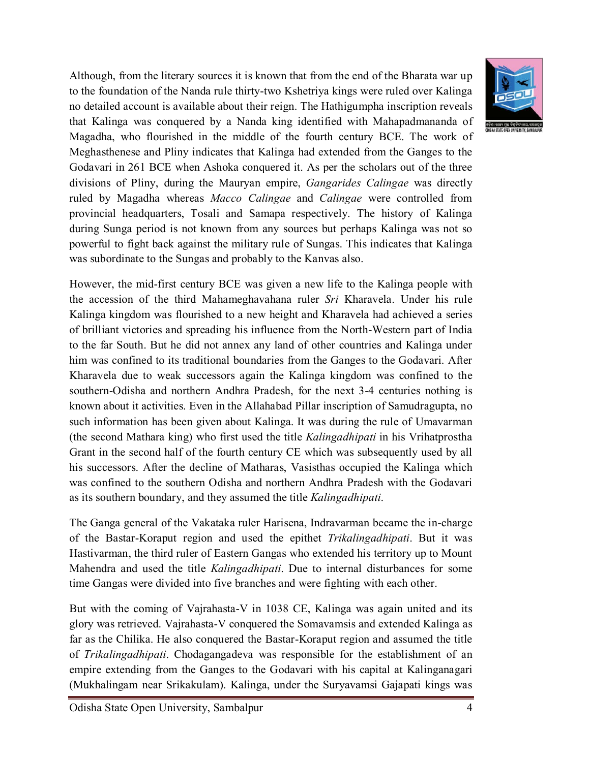Although, from the literary sources it is known that from the end of the Bharata war up to the foundation of the Nanda rule thirty-two Kshetriya kings were ruled over Kalinga no detailed account is available about their reign. The Hathigumpha inscription reveals that Kalinga was conquered by a Nanda king identified with Mahapadmananda of Magadha, who flourished in the middle of the fourth century BCE. The work of Meghasthenese and Pliny indicates that Kalinga had extended from the Ganges to the Godavari in 261 BCE when Ashoka conquered it. As per the scholars out of the three divisions of Pliny, during the Mauryan empire, *Gangarides Calingae* was directly ruled by Magadha whereas *Macco Calingae* and *Calingae* were controlled from provincial headquarters, Tosali and Samapa respectively. The history of Kalinga during Sunga period is not known from any sources but perhaps Kalinga was not so powerful to fight back against the military rule of Sungas. This indicates that Kalinga was subordinate to the Sungas and probably to the Kanvas also.

However, the mid-first century BCE was given a new life to the Kalinga people with the accession of the third Mahameghavahana ruler *Sri* Kharavela. Under his rule Kalinga kingdom was flourished to a new height and Kharavela had achieved a series of brilliant victories and spreading his influence from the North-Western part of India to the far South. But he did not annex any land of other countries and Kalinga under him was confined to its traditional boundaries from the Ganges to the Godavari. After Kharavela due to weak successors again the Kalinga kingdom was confined to the southern-Odisha and northern Andhra Pradesh, for the next 3-4 centuries nothing is known about it activities. Even in the Allahabad Pillar inscription of Samudragupta, no such information has been given about Kalinga. It was during the rule of Umavarman (the second Mathara king) who first used the title *Kalingadhipati* in his Vrihatprostha Grant in the second half of the fourth century CE which was subsequently used by all his successors. After the decline of Matharas, Vasisthas occupied the Kalinga which was confined to the southern Odisha and northern Andhra Pradesh with the Godavari as its southern boundary, and they assumed the title *Kalingadhipati*.

The Ganga general of the Vakataka ruler Harisena, Indravarman became the in-charge of the Bastar-Koraput region and used the epithet *Trikalingadhipati*. But it was Hastivarman, the third ruler of Eastern Gangas who extended his territory up to Mount Mahendra and used the title *Kalingadhipati*. Due to internal disturbances for some time Gangas were divided into five branches and were fighting with each other.

But with the coming of Vajrahasta-V in 1038 CE, Kalinga was again united and its glory was retrieved. Vajrahasta-V conquered the Somavamsis and extended Kalinga as far as the Chilika. He also conquered the Bastar-Koraput region and assumed the title of *Trikalingadhipati*. Chodagangadeva was responsible for the establishment of an empire extending from the Ganges to the Godavari with his capital at Kalinganagari (Mukhalingam near Srikakulam). Kalinga, under the Suryavamsi Gajapati kings was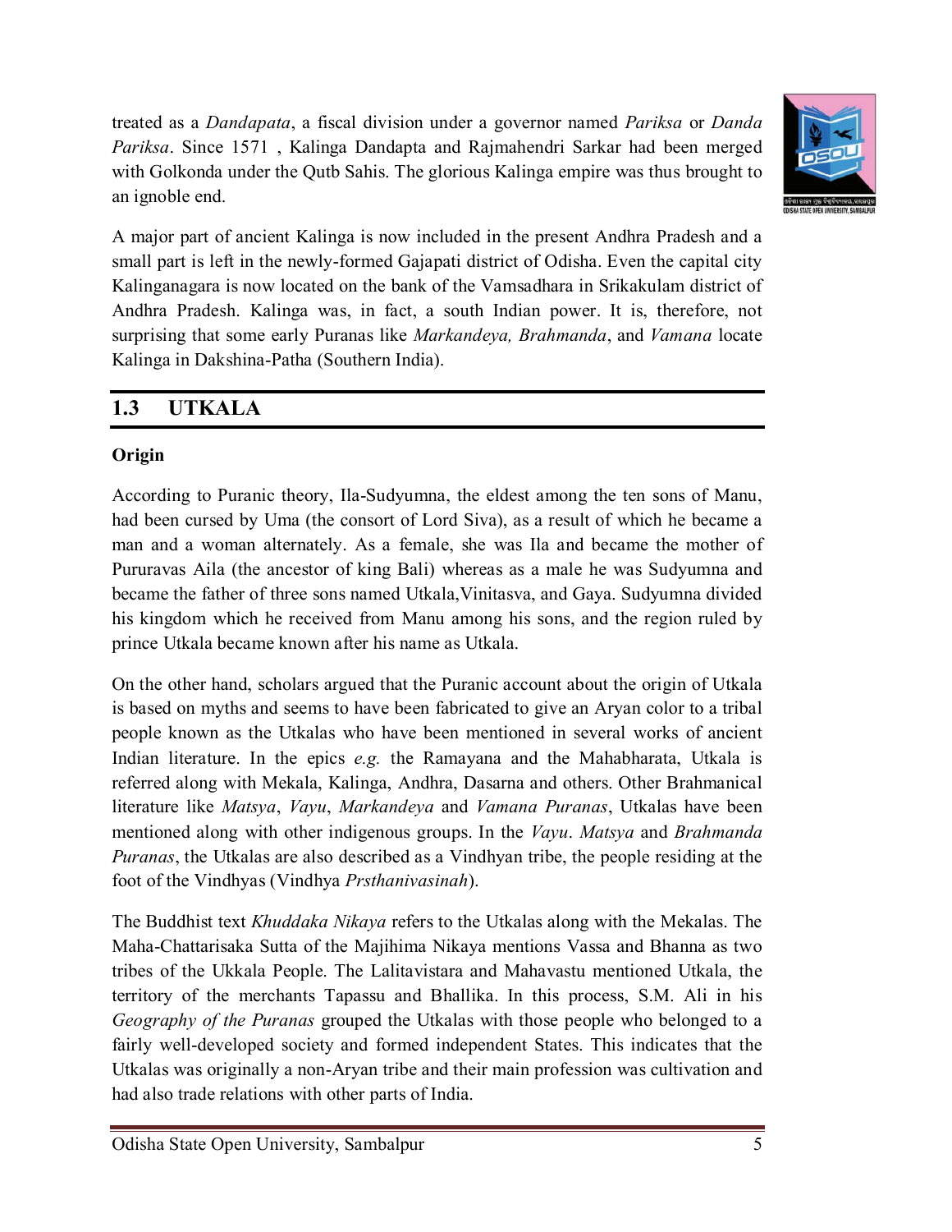treated as a *Dandapata*, a fiscal division under a governor named *Pariksa* or *Danda Pariksa*. Since 1571 , Kalinga Dandapta and Rajmahendri Sarkar had been merged with Golkonda under the Qutb Sahis. The glorious Kalinga empire was thus brought to an ignoble end.

A major part of ancient Kalinga is now included in the present Andhra Pradesh and a small part is left in the newly-formed Gajapati district of Odisha. Even the capital city Kalinganagara is now located on the bank of the Vamsadhara in Srikakulam district of Andhra Pradesh. Kalinga was, in fact, a south Indian power. It is, therefore, not surprising that some early Puranas like *Markandeya, Brahmanda*, and *Vamana* locate Kalinga in Dakshina-Patha (Southern India).

## 1.3 UTKALA

**Origin**

According to Puranic theory, Ila-Sudyumna, the eldest among the ten sons of Manu, had been cursed by Uma (the consort of Lord Siva), as a result of which he became a man and a woman alternately. As a female, she was Ila and became the mother of Pururavas Aila (the ancestor of king Bali) whereas as a male he was Sudyumna and became the father of three sons named Utkala,Vinitasva, and Gaya. Sudyumna divided his kingdom which he received from Manu among his sons, and the region ruled by prince Utkala became known after his name as Utkala.

On the other hand, scholars argued that the Puranic account about the origin of Utkala is based on myths and seems to have been fabricated to give an Aryan color to a tribal people known as the Utkalas who have been mentioned in several works of ancient Indian literature. In the epics *e.g.* the Ramayana and the Mahabharata, Utkala is referred along with Mekala, Kalinga, Andhra, Dasarna and others. Other Brahmanical literature like *Matsya*, *Vayu*, *Markandeya* and *Vamana Puranas*, Utkalas have been mentioned along with other indigenous groups. In the *Vayu*. *Matsya* and *Brahmanda Puranas*, the Utkalas are also described as a Vindhyan tribe, the people residing at the foot of the Vindhyas (Vindhya *Prsthanivasinah*).

The Buddhist text *Khuddaka Nikaya* refers to the Utkalas along with the Mekalas. The Maha-Chattarisaka Sutta of the Majihima Nikaya mentions Vassa and Bhanna as two tribes of the Ukkala People. The Lalitavistara and Mahavastu mentioned Utkala, the territory of the merchants Tapassu and Bhallika. In this process, S.M. Ali in his *Geography of the Puranas* grouped the Utkalas with those people who belonged to a fairly well-developed society and formed independent States. This indicates that the Utkalas was originally a non-Aryan tribe and their main profession was cultivation and had also trade relations with other parts of India.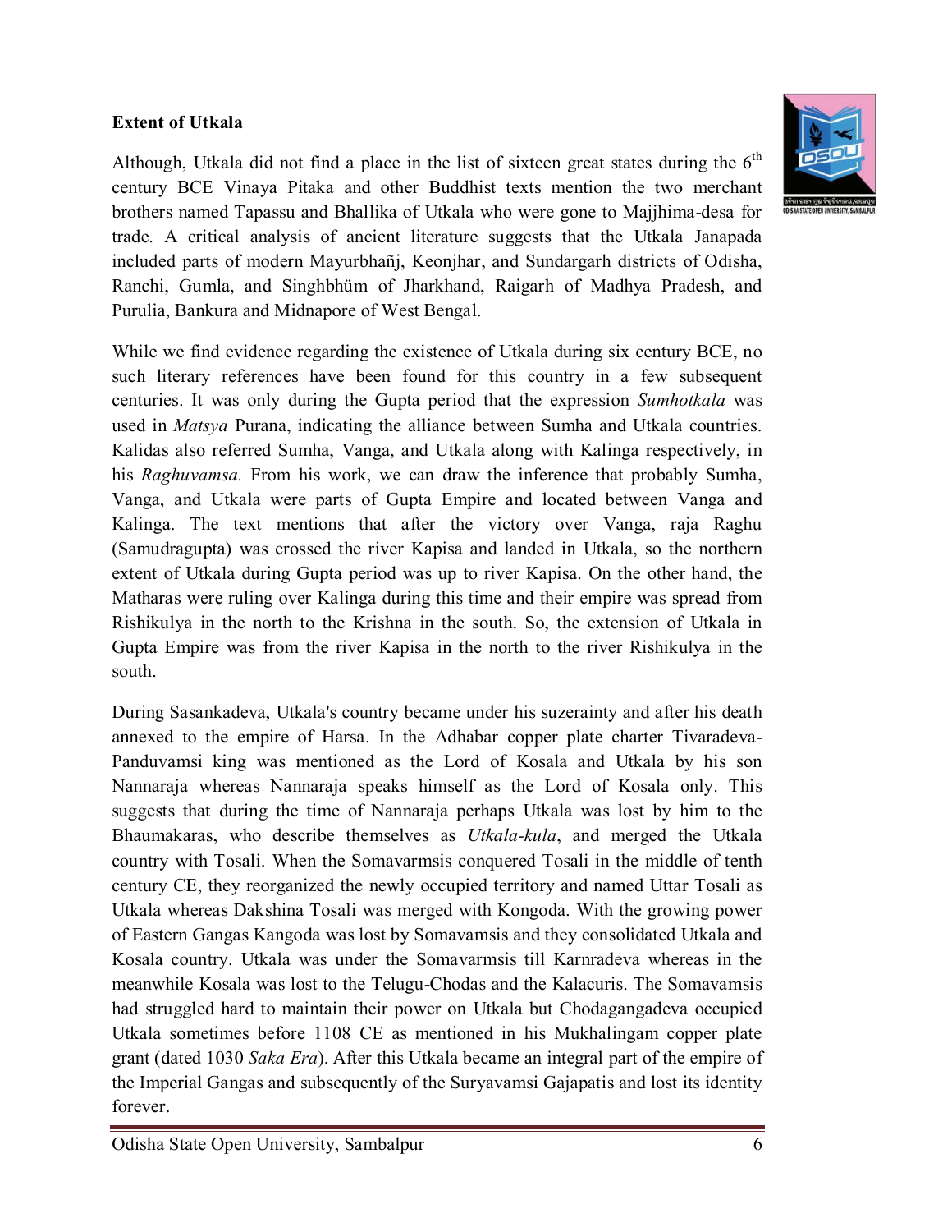**Extent of Utkala**

Although, Utkala did not find a place in the list of sixteen great states during the 6th century BCE Vinaya Pitaka and other Buddhist texts mention the two merchant brothers named Tapassu and Bhallika of Utkala who were gone to Majjhima-desa for trade. A critical analysis of ancient literature suggests that the Utkala Janapada included parts of modern Mayurbhañj, Keonjhar, and Sundargarh districts of Odisha, Ranchi, Gumla, and Singhbhüm of Jharkhand, Raigarh of Madhya Pradesh, and Purulia, Bankura and Midnapore of West Bengal.

While we find evidence regarding the existence of Utkala during six century BCE, no such literary references have been found for this country in a few subsequent centuries. It was only during the Gupta period that the expression *Sumhotkala* was used in *Matsya* Purana, indicating the alliance between Sumha and Utkala countries. Kalidas also referred Sumha, Vanga, and Utkala along with Kalinga respectively, in his *Raghuvamsa.* From his work, we can draw the inference that probably Sumha, Vanga, and Utkala were parts of Gupta Empire and located between Vanga and Kalinga. The text mentions that after the victory over Vanga, raja Raghu (Samudragupta) was crossed the river Kapisa and landed in Utkala, so the northern extent of Utkala during Gupta period was up to river Kapisa. On the other hand, the Matharas were ruling over Kalinga during this time and their empire was spread from Rishikulya in the north to the Krishna in the south. So, the extension of Utkala in Gupta Empire was from the river Kapisa in the north to the river Rishikulya in the south.

During Sasankadeva, Utkala's country became under his suzerainty and after his death annexed to the empire of Harsa. In the Adhabar copper plate charter Tivaradeva-Panduvamsi king was mentioned as the Lord of Kosala and Utkala by his son Nannaraja whereas Nannaraja speaks himself as the Lord of Kosala only. This suggests that during the time of Nannaraja perhaps Utkala was lost by him to the Bhaumakaras, who describe themselves as *Utkala-kula*, and merged the Utkala country with Tosali. When the Somavarmsis conquered Tosali in the middle of tenth century CE, they reorganized the newly occupied territory and named Uttar Tosali as Utkala whereas Dakshina Tosali was merged with Kongoda. With the growing power of Eastern Gangas Kangoda was lost by Somavamsis and they consolidated Utkala and Kosala country. Utkala was under the Somavarmsis till Karnradeva whereas in the meanwhile Kosala was lost to the Telugu-Chodas and the Kalacuris. The Somavamsis had struggled hard to maintain their power on Utkala but Chodagangadeva occupied Utkala sometimes before 1108 CE as mentioned in his Mukhalingam copper plate grant (dated 1030 *Saka Era*). After this Utkala became an integral part of the empire of the Imperial Gangas and subsequently of the Suryavamsi Gajapatis and lost its identity forever.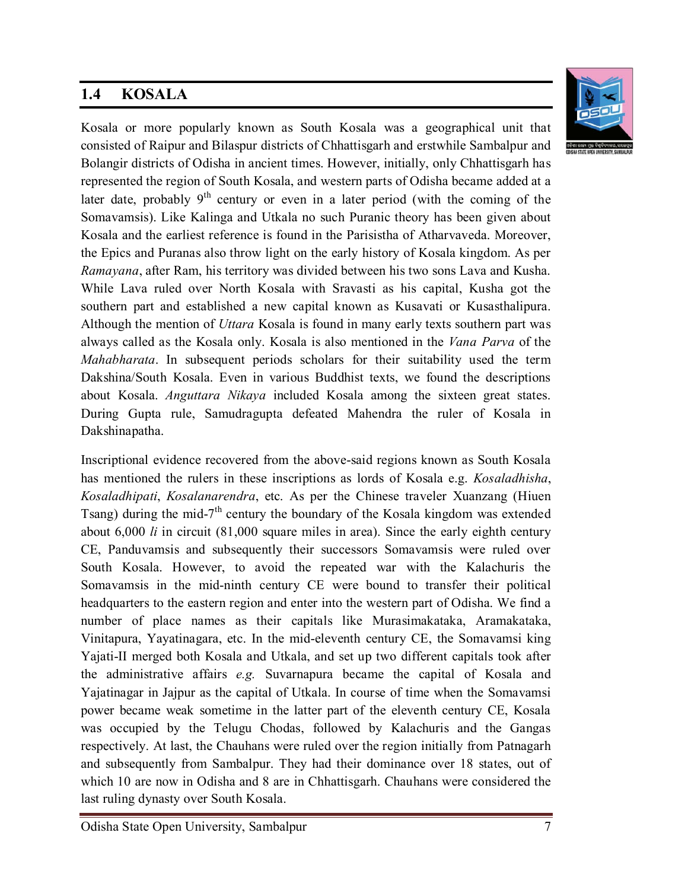## 1.4 KOSALA

Kosala or more popularly known as South Kosala was a geographical unit that consisted of Raipur and Bilaspur districts of Chhattisgarh and erstwhile Sambalpur and Bolangir districts of Odisha in ancient times. However, initially, only Chhattisgarh has represented the region of South Kosala, and western parts of Odisha became added at a later date, probably 9th century or even in a later period (with the coming of the Somavamsis). Like Kalinga and Utkala no such Puranic theory has been given about Kosala and the earliest reference is found in the Parisistha of Atharvaveda. Moreover, the Epics and Puranas also throw light on the early history of Kosala kingdom. As per *Ramayana*, after Ram, his territory was divided between his two sons Lava and Kusha. While Lava ruled over North Kosala with Sravasti as his capital, Kusha got the southern part and established a new capital known as Kusavati or Kusasthalipura. Although the mention of *Uttara* Kosala is found in many early texts southern part was always called as the Kosala only. Kosala is also mentioned in the *Vana Parva* of the *Mahabharata*. In subsequent periods scholars for their suitability used the term Dakshina/South Kosala. Even in various Buddhist texts, we found the descriptions about Kosala. *Anguttara Nikaya* included Kosala among the sixteen great states. During Gupta rule, Samudragupta defeated Mahendra the ruler of Kosala in Dakshinapatha.

Inscriptional evidence recovered from the above-said regions known as South Kosala has mentioned the rulers in these inscriptions as lords of Kosala e.g. *Kosaladhisha*, *Kosaladhipati*, *Kosalanarendra*, etc. As per the Chinese traveler Xuanzang (Hiuen Tsang) during the mid-7th century the boundary of the Kosala kingdom was extended about 6,000 *li* in circuit (81,000 square miles in area). Since the early eighth century CE, Panduvamsis and subsequently their successors Somavamsis were ruled over South Kosala. However, to avoid the repeated war with the Kalachuris the Somavamsis in the mid-ninth century CE were bound to transfer their political headquarters to the eastern region and enter into the western part of Odisha. We find a number of place names as their capitals like Murasimakataka, Aramakataka, Vinitapura, Yayatinagara, etc. In the mid-eleventh century CE, the Somavamsi king Yajati-II merged both Kosala and Utkala, and set up two different capitals took after the administrative affairs *e.g.* Suvarnapura became the capital of Kosala and Yajatinagar in Jajpur as the capital of Utkala. In course of time when the Somavamsi power became weak sometime in the latter part of the eleventh century CE, Kosala was occupied by the Telugu Chodas, followed by Kalachuris and the Gangas respectively. At last, the Chauhans were ruled over the region initially from Patnagarh and subsequently from Sambalpur. They had their dominance over 18 states, out of which 10 are now in Odisha and 8 are in Chhattisgarh. Chauhans were considered the last ruling dynasty over South Kosala.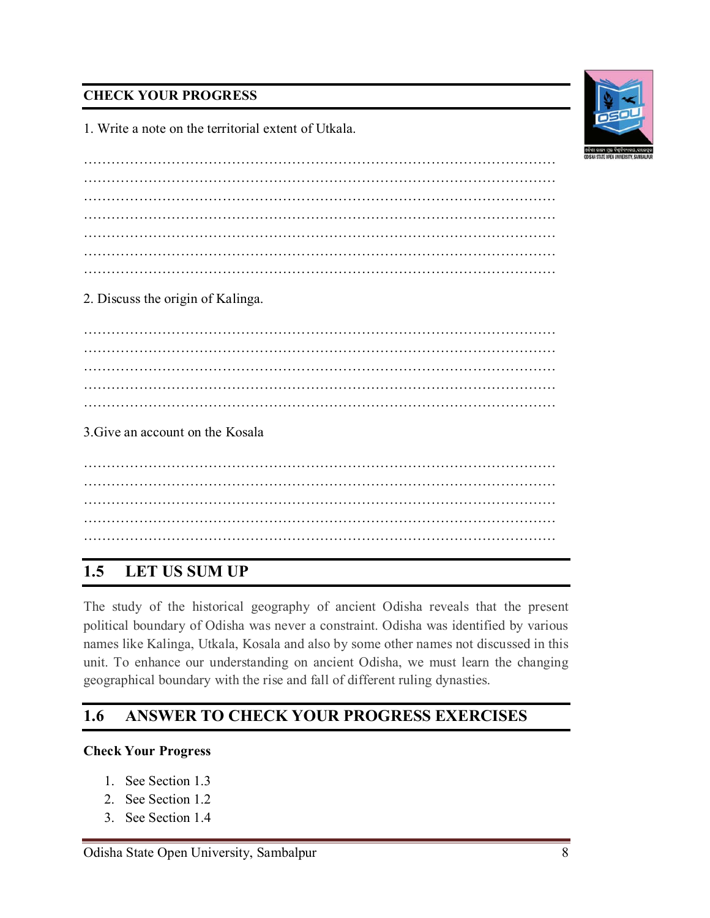## CHECK YOUR PROGRESS

1. Write a note on the territorial extent of Utkala.

…………………………………………………………………………………………
…………………………………………………………………………………………
…………………………………………………………………………………………
…………………………………………………………………………………………
…………………………………………………………………………………………
…………………………………………………………………………………………
…………………………………………………………………………………………

2. Discuss the origin of Kalinga.

…………………………………………………………………………………………
…………………………………………………………………………………………
…………………………………………………………………………………………
…………………………………………………………………………………………
…………………………………………………………………………………………

3.Give an account on the Kosala

…………………………………………………………………………………………
…………………………………………………………………………………………
…………………………………………………………………………………………
…………………………………………………………………………………………
…………………………………………………………………………………………

## 1.5 LET US SUM UP

The study of the historical geography of ancient Odisha reveals that the present political boundary of Odisha was never a constraint. Odisha was identified by various names like Kalinga, Utkala, Kosala and also by some other names not discussed in this unit. To enhance our understanding on ancient Odisha, we must learn the changing geographical boundary with the rise and fall of different ruling dynasties.

## 1.6 ANSWER TO CHECK YOUR PROGRESS EXERCISES

**Check Your Progress**

1. See Section 1.3
2. See Section 1.2
3. See Section 1.4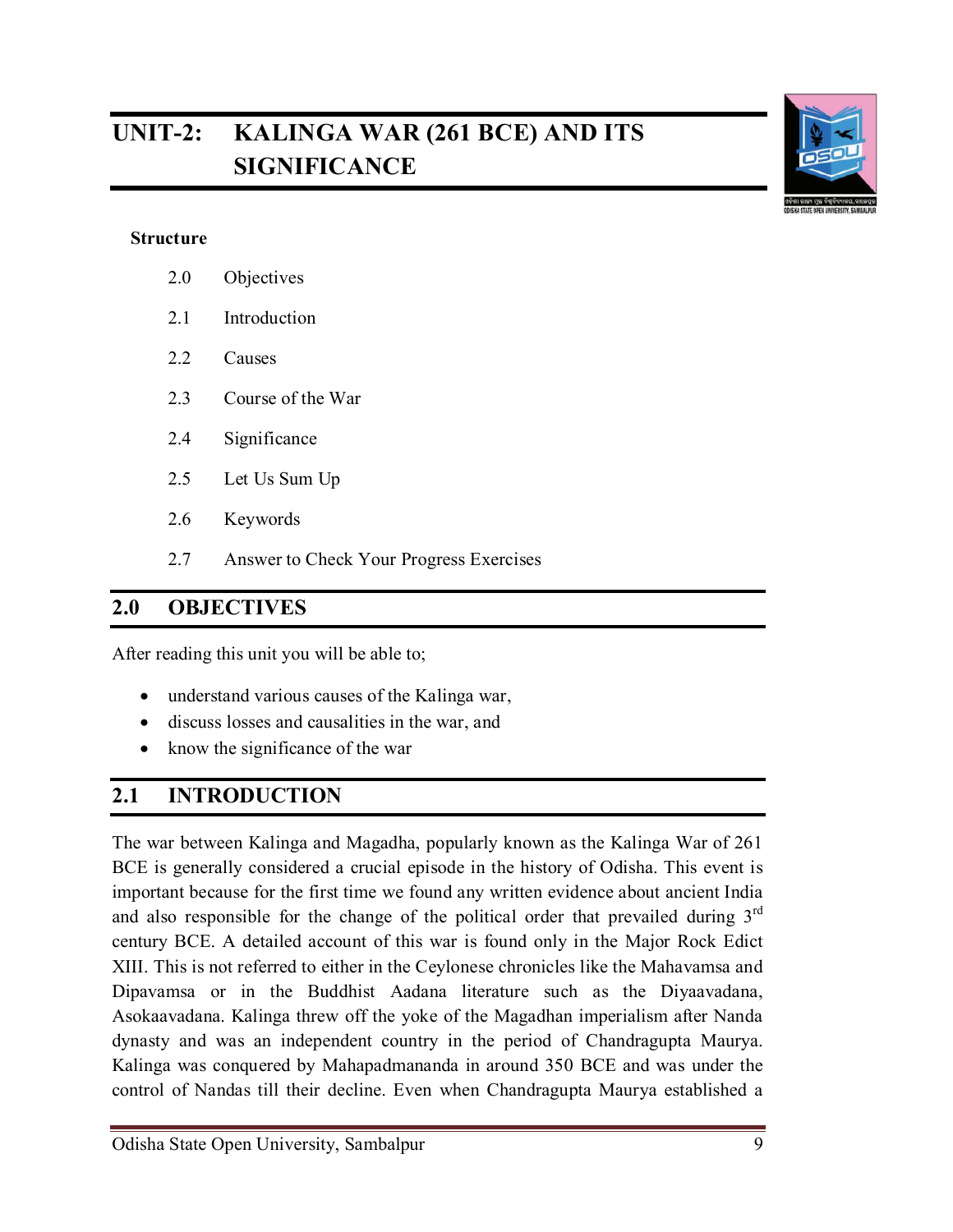# UNIT-2: KALINGA WAR (261 BCE) AND ITS SIGNIFICANCE

**Structure**

- 2.0 Objectives
- 2.1 Introduction
- 2.2 Causes
- 2.3 Course of the War
- 2.4 Significance
- 2.5 Let Us Sum Up
- 2.6 Keywords
- 2.7 Answer to Check Your Progress Exercises

## 2.0 OBJECTIVES

After reading this unit you will be able to;

- understand various causes of the Kalinga war,
- discuss losses and causalities in the war, and
- know the significance of the war

## 2.1 INTRODUCTION

The war between Kalinga and Magadha, popularly known as the Kalinga War of 261 BCE is generally considered a crucial episode in the history of Odisha. This event is important because for the first time we found any written evidence about ancient India and also responsible for the change of the political order that prevailed during 3rd century BCE. A detailed account of this war is found only in the Major Rock Edict XIII. This is not referred to either in the Ceylonese chronicles like the Mahavamsa and Dipavamsa or in the Buddhist Aadana literature such as the Diyaavadana, Asokaavadana. Kalinga threw off the yoke of the Magadhan imperialism after Nanda dynasty and was an independent country in the period of Chandragupta Maurya. Kalinga was conquered by Mahapadmananda in around 350 BCE and was under the control of Nandas till their decline. Even when Chandragupta Maurya established a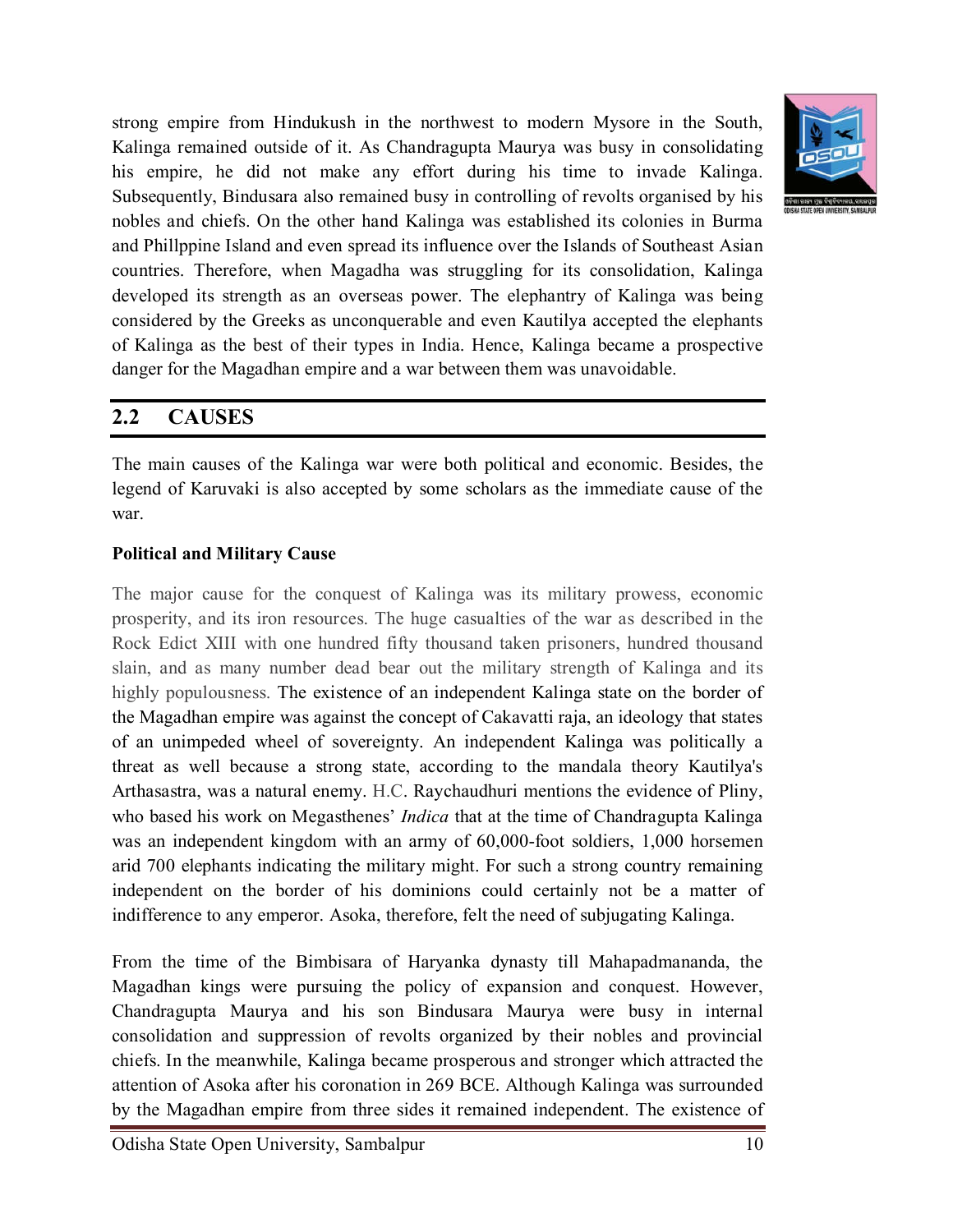strong empire from Hindukush in the northwest to modern Mysore in the South, Kalinga remained outside of it. As Chandragupta Maurya was busy in consolidating his empire, he did not make any effort during his time to invade Kalinga. Subsequently, Bindusara also remained busy in controlling of revolts organised by his nobles and chiefs. On the other hand Kalinga was established its colonies in Burma and Phillppine Island and even spread its influence over the Islands of Southeast Asian countries. Therefore, when Magadha was struggling for its consolidation, Kalinga developed its strength as an overseas power. The elephantry of Kalinga was being considered by the Greeks as unconquerable and even Kautilya accepted the elephants of Kalinga as the best of their types in India. Hence, Kalinga became a prospective danger for the Magadhan empire and a war between them was unavoidable.

## 2.2 CAUSES

The main causes of the Kalinga war were both political and economic. Besides, the legend of Karuvaki is also accepted by some scholars as the immediate cause of the war.

**Political and Military Cause**

The major cause for the conquest of Kalinga was its military prowess, economic prosperity, and its iron resources. The huge casualties of the war as described in the Rock Edict XIII with one hundred fifty thousand taken prisoners, hundred thousand slain, and as many number dead bear out the military strength of Kalinga and its highly populousness. The existence of an independent Kalinga state on the border of the Magadhan empire was against the concept of Cakavatti raja, an ideology that states of an unimpeded wheel of sovereignty. An independent Kalinga was politically a threat as well because a strong state, according to the mandala theory Kautilya's Arthasastra, was a natural enemy. H.C. Raychaudhuri mentions the evidence of Pliny, who based his work on Megasthenes' *Indica* that at the time of Chandragupta Kalinga was an independent kingdom with an army of 60,000-foot soldiers, 1,000 horsemen arid 700 elephants indicating the military might. For such a strong country remaining independent on the border of his dominions could certainly not be a matter of indifference to any emperor. Asoka, therefore, felt the need of subjugating Kalinga.

From the time of the Bimbisara of Haryanka dynasty till Mahapadmananda, the Magadhan kings were pursuing the policy of expansion and conquest. However, Chandragupta Maurya and his son Bindusara Maurya were busy in internal consolidation and suppression of revolts organized by their nobles and provincial chiefs. In the meanwhile, Kalinga became prosperous and stronger which attracted the attention of Asoka after his coronation in 269 BCE. Although Kalinga was surrounded by the Magadhan empire from three sides it remained independent. The existence of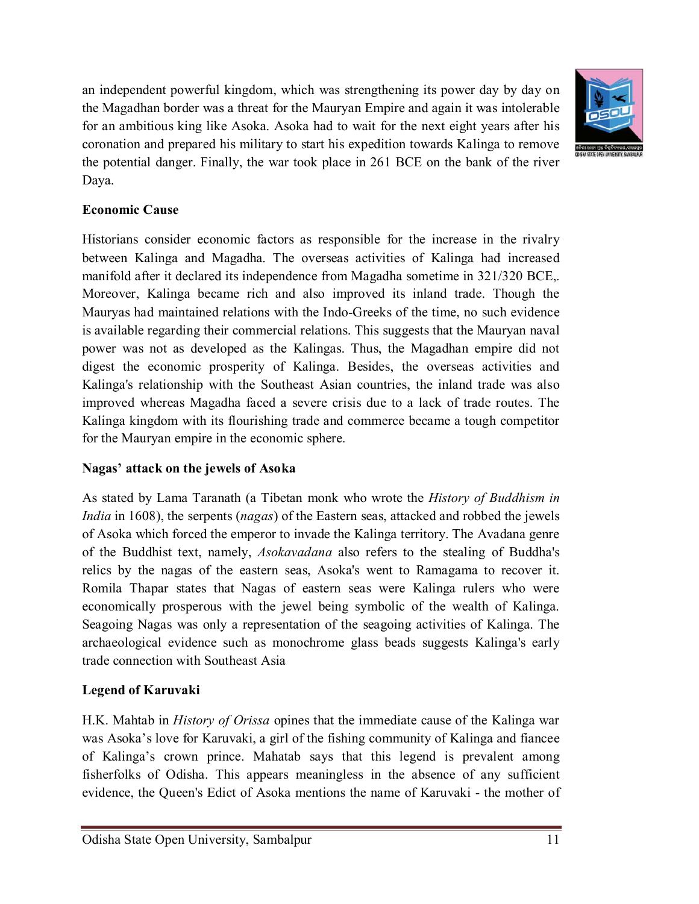an independent powerful kingdom, which was strengthening its power day by day on the Magadhan border was a threat for the Mauryan Empire and again it was intolerable for an ambitious king like Asoka. Asoka had to wait for the next eight years after his coronation and prepared his military to start his expedition towards Kalinga to remove the potential danger. Finally, the war took place in 261 BCE on the bank of the river Daya.

**Economic Cause**

Historians consider economic factors as responsible for the increase in the rivalry between Kalinga and Magadha. The overseas activities of Kalinga had increased manifold after it declared its independence from Magadha sometime in 321/320 BCE,. Moreover, Kalinga became rich and also improved its inland trade. Though the Mauryas had maintained relations with the Indo-Greeks of the time, no such evidence is available regarding their commercial relations. This suggests that the Mauryan naval power was not as developed as the Kalingas. Thus, the Magadhan empire did not digest the economic prosperity of Kalinga. Besides, the overseas activities and Kalinga's relationship with the Southeast Asian countries, the inland trade was also improved whereas Magadha faced a severe crisis due to a lack of trade routes. The Kalinga kingdom with its flourishing trade and commerce became a tough competitor for the Mauryan empire in the economic sphere.

**Nagas' attack on the jewels of Asoka**

As stated by Lama Taranath (a Tibetan monk who wrote the *History of Buddhism in India* in 1608), the serpents (*nagas*) of the Eastern seas, attacked and robbed the jewels of Asoka which forced the emperor to invade the Kalinga territory. The Avadana genre of the Buddhist text, namely, *Asokavadana* also refers to the stealing of Buddha's relics by the nagas of the eastern seas, Asoka's went to Ramagama to recover it. Romila Thapar states that Nagas of eastern seas were Kalinga rulers who were economically prosperous with the jewel being symbolic of the wealth of Kalinga. Seagoing Nagas was only a representation of the seagoing activities of Kalinga. The archaeological evidence such as monochrome glass beads suggests Kalinga's early trade connection with Southeast Asia

**Legend of Karuvaki**

H.K. Mahtab in *History of Orissa* opines that the immediate cause of the Kalinga war was Asoka's love for Karuvaki, a girl of the fishing community of Kalinga and fiancee of Kalinga's crown prince. Mahatab says that this legend is prevalent among fisherfolks of Odisha. This appears meaningless in the absence of any sufficient evidence, the Queen's Edict of Asoka mentions the name of Karuvaki - the mother of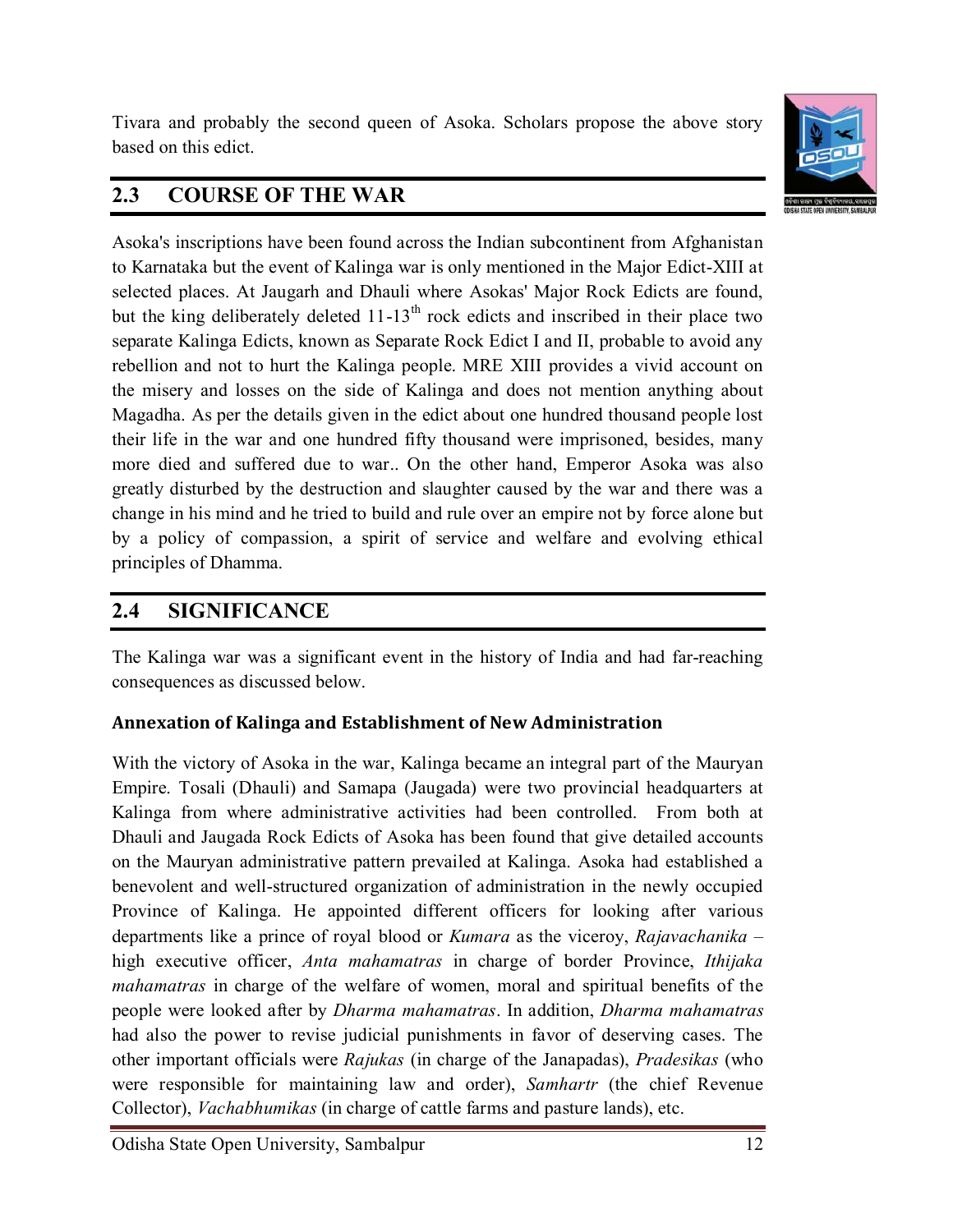Tivara and probably the second queen of Asoka. Scholars propose the above story based on this edict.

## 2.3 COURSE OF THE WAR

Asoka's inscriptions have been found across the Indian subcontinent from Afghanistan to Karnataka but the event of Kalinga war is only mentioned in the Major Edict-XIII at selected places. At Jaugarh and Dhauli where Asokas' Major Rock Edicts are found, but the king deliberately deleted 11-13th rock edicts and inscribed in their place two separate Kalinga Edicts, known as Separate Rock Edict I and II, probable to avoid any rebellion and not to hurt the Kalinga people. MRE XIII provides a vivid account on the misery and losses on the side of Kalinga and does not mention anything about Magadha. As per the details given in the edict about one hundred thousand people lost their life in the war and one hundred fifty thousand were imprisoned, besides, many more died and suffered due to war.. On the other hand, Emperor Asoka was also greatly disturbed by the destruction and slaughter caused by the war and there was a change in his mind and he tried to build and rule over an empire not by force alone but by a policy of compassion, a spirit of service and welfare and evolving ethical principles of Dhamma.

## 2.4 SIGNIFICANCE

The Kalinga war was a significant event in the history of India and had far-reaching consequences as discussed below.

### Annexation of Kalinga and Establishment of New Administration

With the victory of Asoka in the war, Kalinga became an integral part of the Mauryan Empire. Tosali (Dhauli) and Samapa (Jaugada) were two provincial headquarters at Kalinga from where administrative activities had been controlled. From both at Dhauli and Jaugada Rock Edicts of Asoka has been found that give detailed accounts on the Mauryan administrative pattern prevailed at Kalinga. Asoka had established a benevolent and well-structured organization of administration in the newly occupied Province of Kalinga. He appointed different officers for looking after various departments like a prince of royal blood or *Kumara* as the viceroy, *Rajavachanika* – high executive officer, *Anta mahamatras* in charge of border Province, *Ithijaka mahamatras* in charge of the welfare of women, moral and spiritual benefits of the people were looked after by *Dharma mahamatras*. In addition, *Dharma mahamatras* had also the power to revise judicial punishments in favor of deserving cases. The other important officials were *Rajukas* (in charge of the Janapadas), *Pradesikas* (who were responsible for maintaining law and order), *Samhartr* (the chief Revenue Collector), *Vachabhumikas* (in charge of cattle farms and pasture lands), etc.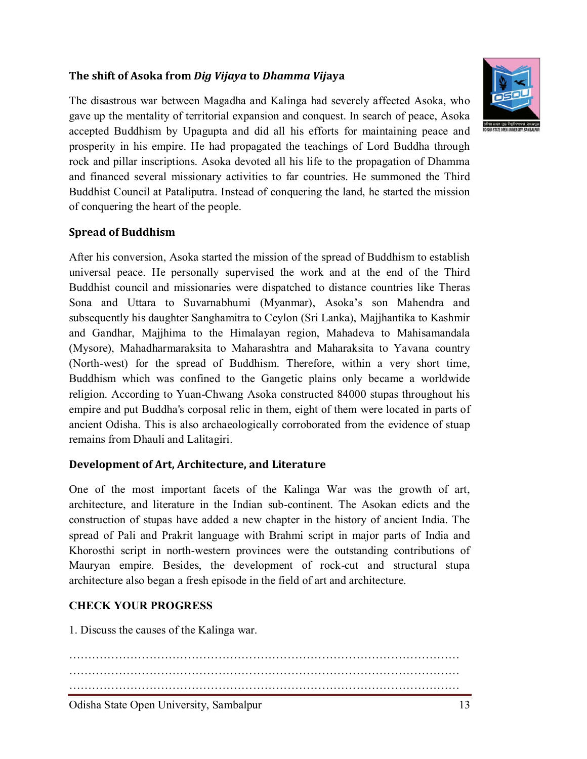### The shift of Asoka from *Dig Vijaya* to *Dhamma Vij*aya

The disastrous war between Magadha and Kalinga had severely affected Asoka, who gave up the mentality of territorial expansion and conquest. In search of peace, Asoka accepted Buddhism by Upagupta and did all his efforts for maintaining peace and prosperity in his empire. He had propagated the teachings of Lord Buddha through rock and pillar inscriptions. Asoka devoted all his life to the propagation of Dhamma and financed several missionary activities to far countries. He summoned the Third Buddhist Council at Pataliputra. Instead of conquering the land, he started the mission of conquering the heart of the people.

### Spread of Buddhism

After his conversion, Asoka started the mission of the spread of Buddhism to establish universal peace. He personally supervised the work and at the end of the Third Buddhist council and missionaries were dispatched to distance countries like Theras Sona and Uttara to Suvarnabhumi (Myanmar), Asoka's son Mahendra and subsequently his daughter Sanghamitra to Ceylon (Sri Lanka), Majjhantika to Kashmir and Gandhar, Majjhima to the Himalayan region, Mahadeva to Mahisamandala (Mysore), Mahadharmaraksita to Maharashtra and Maharaksita to Yavana country (North-west) for the spread of Buddhism. Therefore, within a very short time, Buddhism which was confined to the Gangetic plains only became a worldwide religion. According to Yuan-Chwang Asoka constructed 84000 stupas throughout his empire and put Buddha's corposal relic in them, eight of them were located in parts of ancient Odisha. This is also archaeologically corroborated from the evidence of stuap remains from Dhauli and Lalitagiri.

### Development of Art, Architecture, and Literature

One of the most important facets of the Kalinga War was the growth of art, architecture, and literature in the Indian sub-continent. The Asokan edicts and the construction of stupas have added a new chapter in the history of ancient India. The spread of Pali and Prakrit language with Brahmi script in major parts of India and Khorosthi script in north-western provinces were the outstanding contributions of Mauryan empire. Besides, the development of rock-cut and structural stupa architecture also began a fresh episode in the field of art and architecture.

### CHECK YOUR PROGRESS

1. Discuss the causes of the Kalinga war.

…………………………………………………………………………………………
…………………………………………………………………………………………
…………………………………………………………………………………………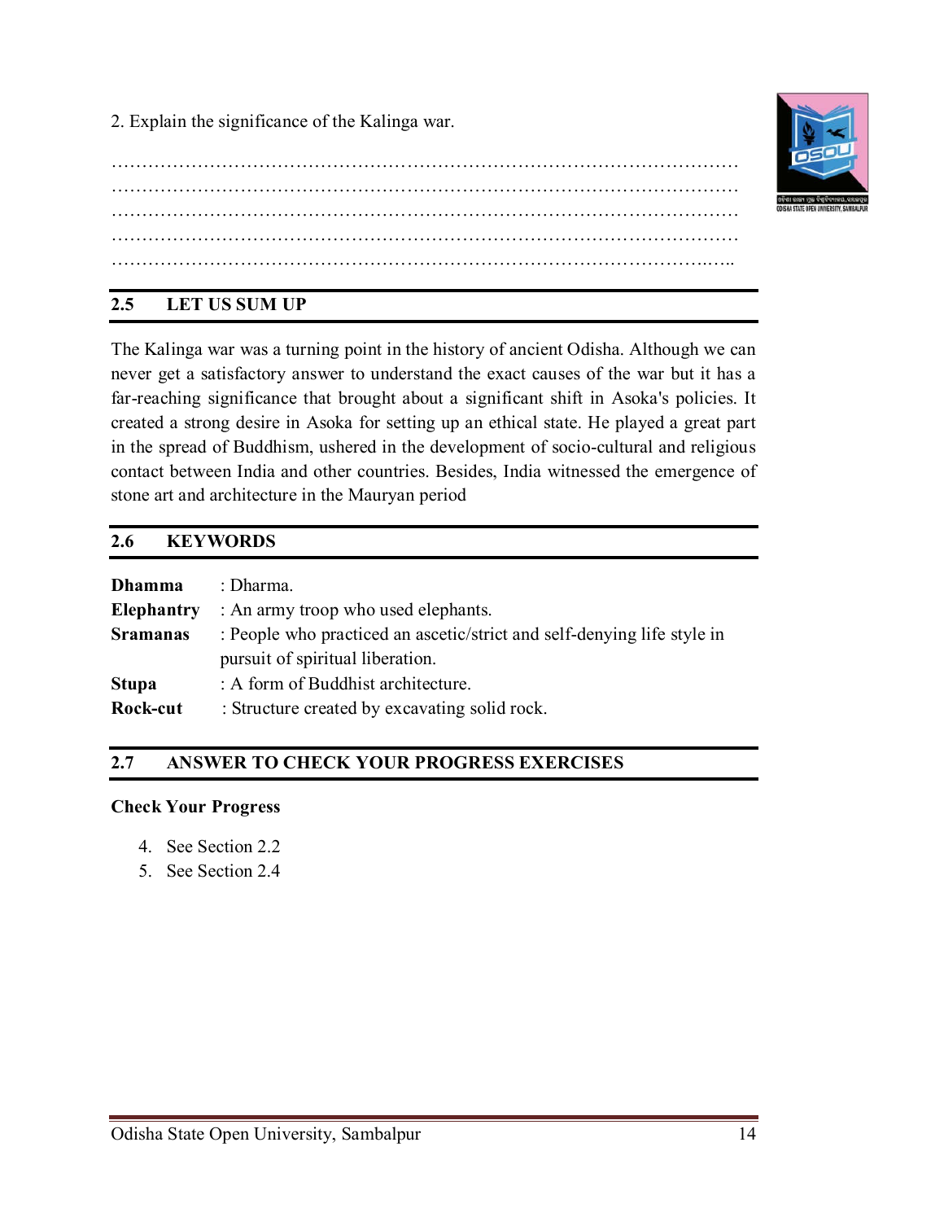2. Explain the significance of the Kalinga war.

…………………………………………………………………………………………
…………………………………………………………………………………………
…………………………………………………………………………………………
…………………………………………………………………………………………
…………………………………………………………………………………………

## 2.5 LET US SUM UP

The Kalinga war was a turning point in the history of ancient Odisha. Although we can never get a satisfactory answer to understand the exact causes of the war but it has a far-reaching significance that brought about a significant shift in Asoka's policies. It created a strong desire in Asoka for setting up an ethical state. He played a great part in the spread of Buddhism, ushered in the development of socio-cultural and religious contact between India and other countries. Besides, India witnessed the emergence of stone art and architecture in the Mauryan period

## 2.6 KEYWORDS

**Dhamma** : Dharma.

**Elephantry** : An army troop who used elephants.

**Sramanas** : People who practiced an ascetic/strict and self-denying life style in pursuit of spiritual liberation.

**Stupa** : A form of Buddhist architecture.

**Rock-cut** : Structure created by excavating solid rock.

## 2.7 ANSWER TO CHECK YOUR PROGRESS EXERCISES

**Check Your Progress**

4. See Section 2.2
5. See Section 2.4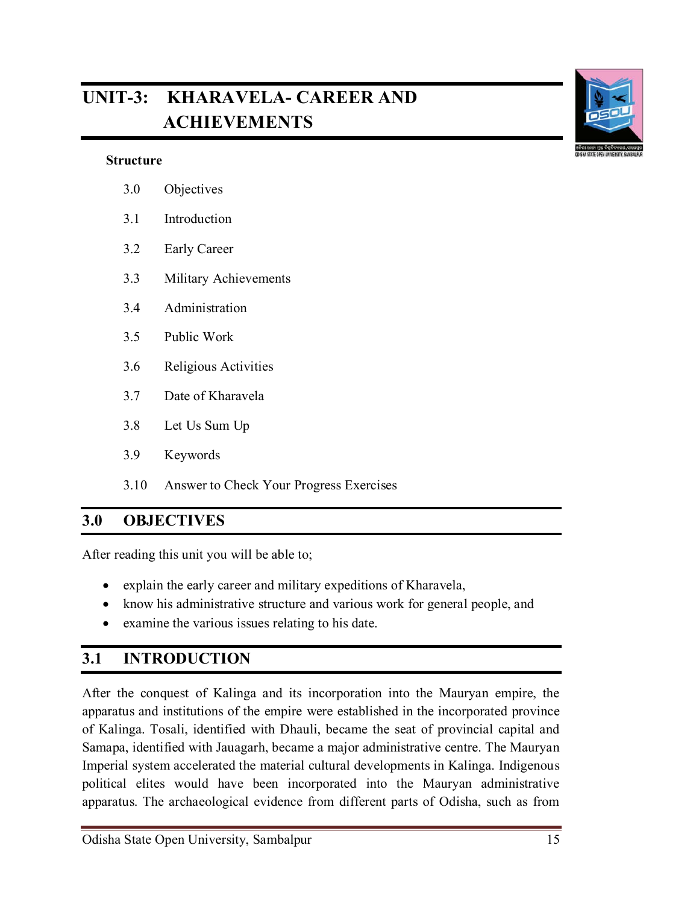# UNIT-3: KHARAVELA- CAREER AND ACHIEVEMENTS

**Structure**

3.0 Objectives

3.1 Introduction

3.2 Early Career

3.3 Military Achievements

3.4 Administration

3.5 Public Work

3.6 Religious Activities

3.7 Date of Kharavela

3.8 Let Us Sum Up

3.9 Keywords

3.10 Answer to Check Your Progress Exercises

## 3.0 OBJECTIVES

After reading this unit you will be able to;

- explain the early career and military expeditions of Kharavela,
- know his administrative structure and various work for general people, and
- examine the various issues relating to his date.

## 3.1 INTRODUCTION

After the conquest of Kalinga and its incorporation into the Mauryan empire, the apparatus and institutions of the empire were established in the incorporated province of Kalinga. Tosali, identified with Dhauli, became the seat of provincial capital and Samapa, identified with Jauagarh, became a major administrative centre. The Mauryan Imperial system accelerated the material cultural developments in Kalinga. Indigenous political elites would have been incorporated into the Mauryan administrative apparatus. The archaeological evidence from different parts of Odisha, such as from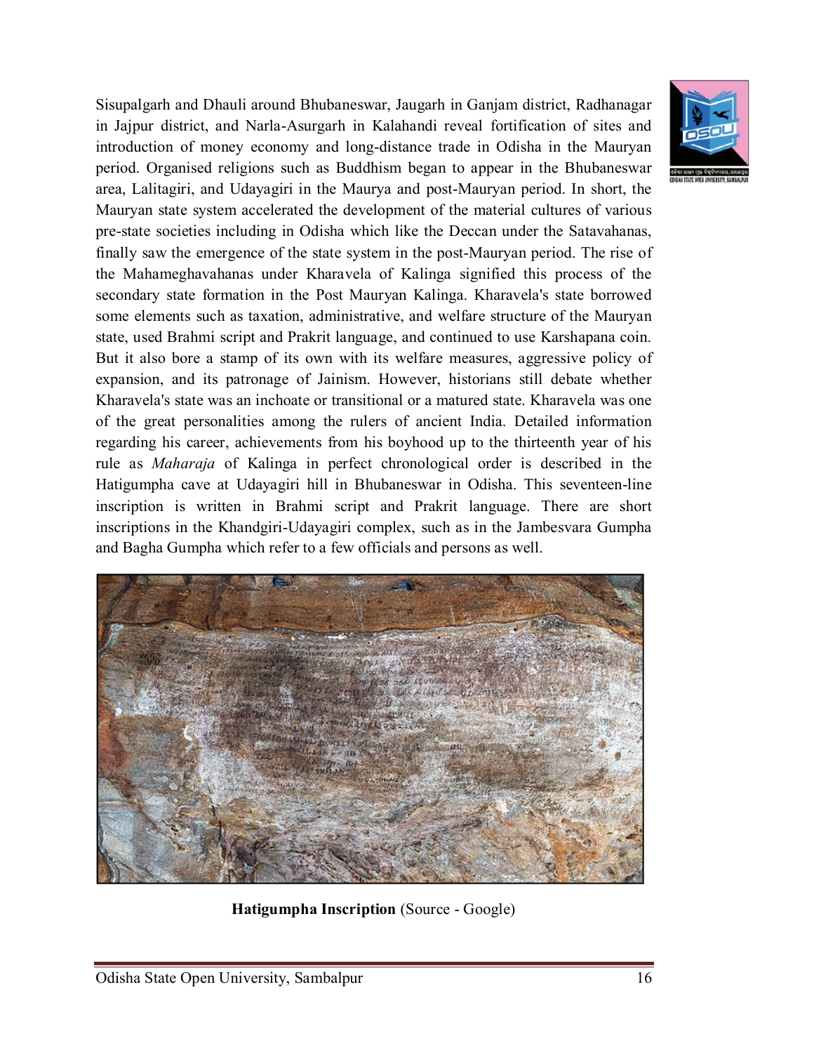Sisupalgarh and Dhauli around Bhubaneswar, Jaugarh in Ganjam district, Radhanagar in Jajpur district, and Narla-Asurgarh in Kalahandi reveal fortification of sites and introduction of money economy and long-distance trade in Odisha in the Mauryan period. Organised religions such as Buddhism began to appear in the Bhubaneswar area, Lalitagiri, and Udayagiri in the Maurya and post-Mauryan period. In short, the Mauryan state system accelerated the development of the material cultures of various pre-state societies including in Odisha which like the Deccan under the Satavahanas, finally saw the emergence of the state system in the post-Mauryan period. The rise of the Mahameghavahanas under Kharavela of Kalinga signified this process of the secondary state formation in the Post Mauryan Kalinga. Kharavela's state borrowed some elements such as taxation, administrative, and welfare structure of the Mauryan state, used Brahmi script and Prakrit language, and continued to use Karshapana coin. But it also bore a stamp of its own with its welfare measures, aggressive policy of expansion, and its patronage of Jainism. However, historians still debate whether Kharavela's state was an inchoate or transitional or a matured state. Kharavela was one of the great personalities among the rulers of ancient India. Detailed information regarding his career, achievements from his boyhood up to the thirteenth year of his rule as *Maharaja* of Kalinga in perfect chronological order is described in the Hatigumpha cave at Udayagiri hill in Bhubaneswar in Odisha. This seventeen-line inscription is written in Brahmi script and Prakrit language. There are short inscriptions in the Khandgiri-Udayagiri complex, such as in the Jambesvara Gumpha and Bagha Gumpha which refer to a few officials and persons as well.

**Hatigumpha Inscription** (Source - Google)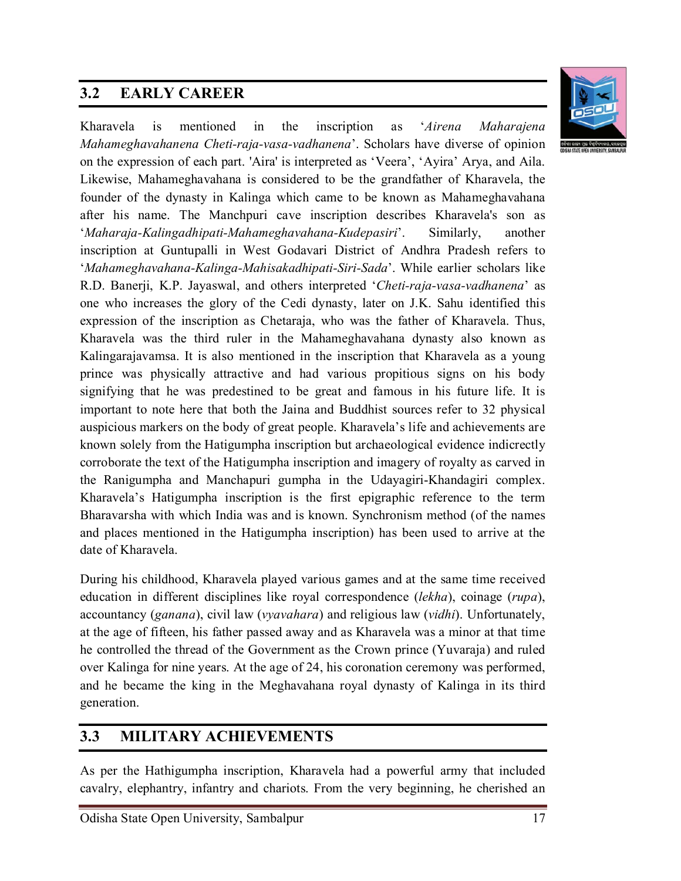## 3.2 EARLY CAREER

Kharavela is mentioned in the inscription as '*Airena Maharajena Mahameghavahanena Cheti-raja-vasa-vadhanena*'. Scholars have diverse of opinion on the expression of each part. 'Aira' is interpreted as 'Veera', 'Ayira' Arya, and Aila. Likewise, Mahameghavahana is considered to be the grandfather of Kharavela, the founder of the dynasty in Kalinga which came to be known as Mahameghavahana after his name. The Manchpuri cave inscription describes Kharavela's son as '*Maharaja-Kalingadhipati-Mahameghavahana-Kudepasiri*'. Similarly, another inscription at Guntupalli in West Godavari District of Andhra Pradesh refers to '*Mahameghavahana-Kalinga-Mahisakadhipati-Siri-Sada*'. While earlier scholars like R.D. Banerji, K.P. Jayaswal, and others interpreted '*Cheti-raja-vasa-vadhanena*' as one who increases the glory of the Cedi dynasty, later on J.K. Sahu identified this expression of the inscription as Chetaraja, who was the father of Kharavela. Thus, Kharavela was the third ruler in the Mahameghavahana dynasty also known as Kalingarajavamsa. It is also mentioned in the inscription that Kharavela as a young prince was physically attractive and had various propitious signs on his body signifying that he was predestined to be great and famous in his future life. It is important to note here that both the Jaina and Buddhist sources refer to 32 physical auspicious markers on the body of great people. Kharavela's life and achievements are known solely from the Hatigumpha inscription but archaeological evidence indirectly corroborate the text of the Hatigumpha inscription and imagery of royalty as carved in the Ranigumpha and Manchapuri gumpha in the Udayagiri-Khandagiri complex. Kharavela's Hatigumpha inscription is the first epigraphic reference to the term Bharavarsha with which India was and is known. Synchronism method (of the names and places mentioned in the Hatigumpha inscription) has been used to arrive at the date of Kharavela.

During his childhood, Kharavela played various games and at the same time received education in different disciplines like royal correspondence (*lekha*), coinage (*rupa*), accountancy (*ganana*), civil law (*vyavahara*) and religious law (*vidhi*). Unfortunately, at the age of fifteen, his father passed away and as Kharavela was a minor at that time he controlled the thread of the Government as the Crown prince (Yuvaraja) and ruled over Kalinga for nine years. At the age of 24, his coronation ceremony was performed, and he became the king in the Meghavahana royal dynasty of Kalinga in its third generation.

## 3.3 MILITARY ACHIEVEMENTS

As per the Hathigumpha inscription, Kharavela had a powerful army that included cavalry, elephantry, infantry and chariots. From the very beginning, he cherished an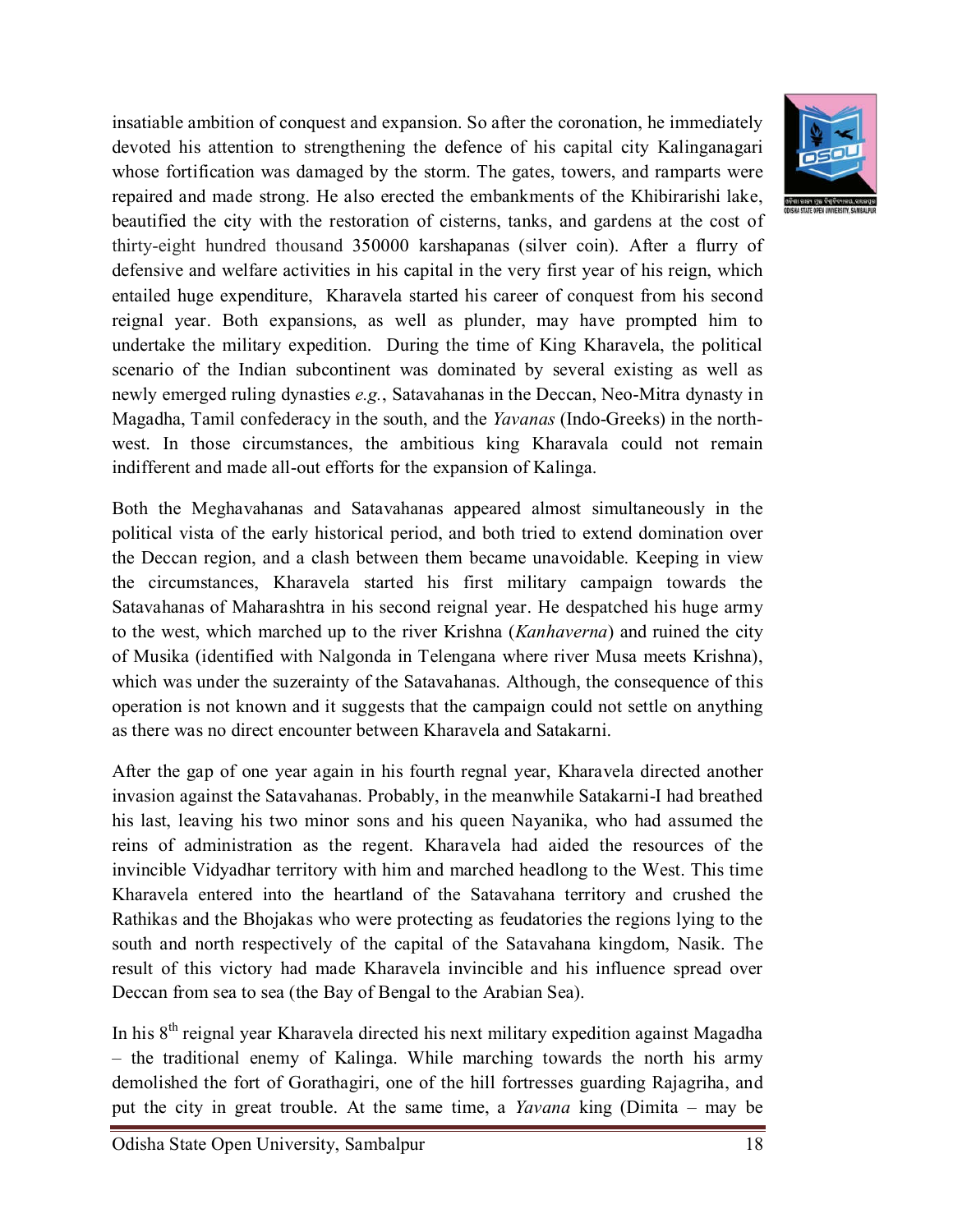insatiable ambition of conquest and expansion. So after the coronation, he immediately devoted his attention to strengthening the defence of his capital city Kalinganagari whose fortification was damaged by the storm. The gates, towers, and ramparts were repaired and made strong. He also erected the embankments of the Khibirarishi lake, beautified the city with the restoration of cisterns, tanks, and gardens at the cost of thirty-eight hundred thousand 350000 karshapanas (silver coin). After a flurry of defensive and welfare activities in his capital in the very first year of his reign, which entailed huge expenditure, Kharavela started his career of conquest from his second reignal year. Both expansions, as well as plunder, may have prompted him to undertake the military expedition. During the time of King Kharavela, the political scenario of the Indian subcontinent was dominated by several existing as well as newly emerged ruling dynasties *e.g.*, Satavahanas in the Deccan, Neo-Mitra dynasty in Magadha, Tamil confederacy in the south, and the *Yavanas* (Indo-Greeks) in the north-west. In those circumstances, the ambitious king Kharavala could not remain indifferent and made all-out efforts for the expansion of Kalinga.

Both the Meghavahanas and Satavahanas appeared almost simultaneously in the political vista of the early historical period, and both tried to extend domination over the Deccan region, and a clash between them became unavoidable. Keeping in view the circumstances, Kharavela started his first military campaign towards the Satavahanas of Maharashtra in his second reignal year. He despatched his huge army to the west, which marched up to the river Krishna (*Kanhaverna*) and ruined the city of Musika (identified with Nalgonda in Telengana where river Musa meets Krishna), which was under the suzerainty of the Satavahanas. Although, the consequence of this operation is not known and it suggests that the campaign could not settle on anything as there was no direct encounter between Kharavela and Satakarni.

After the gap of one year again in his fourth regnal year, Kharavela directed another invasion against the Satavahanas. Probably, in the meanwhile Satakarni-I had breathed his last, leaving his two minor sons and his queen Nayanika, who had assumed the reins of administration as the regent. Kharavela had aided the resources of the invincible Vidyadhar territory with him and marched headlong to the West. This time Kharavela entered into the heartland of the Satavahana territory and crushed the Rathikas and the Bhojakas who were protecting as feudatories the regions lying to the south and north respectively of the capital of the Satavahana kingdom, Nasik. The result of this victory had made Kharavela invincible and his influence spread over Deccan from sea to sea (the Bay of Bengal to the Arabian Sea).

In his 8th reignal year Kharavela directed his next military expedition against Magadha – the traditional enemy of Kalinga. While marching towards the north his army demolished the fort of Gorathagiri, one of the hill fortresses guarding Rajagriha, and put the city in great trouble. At the same time, a *Yavana* king (Dimita – may be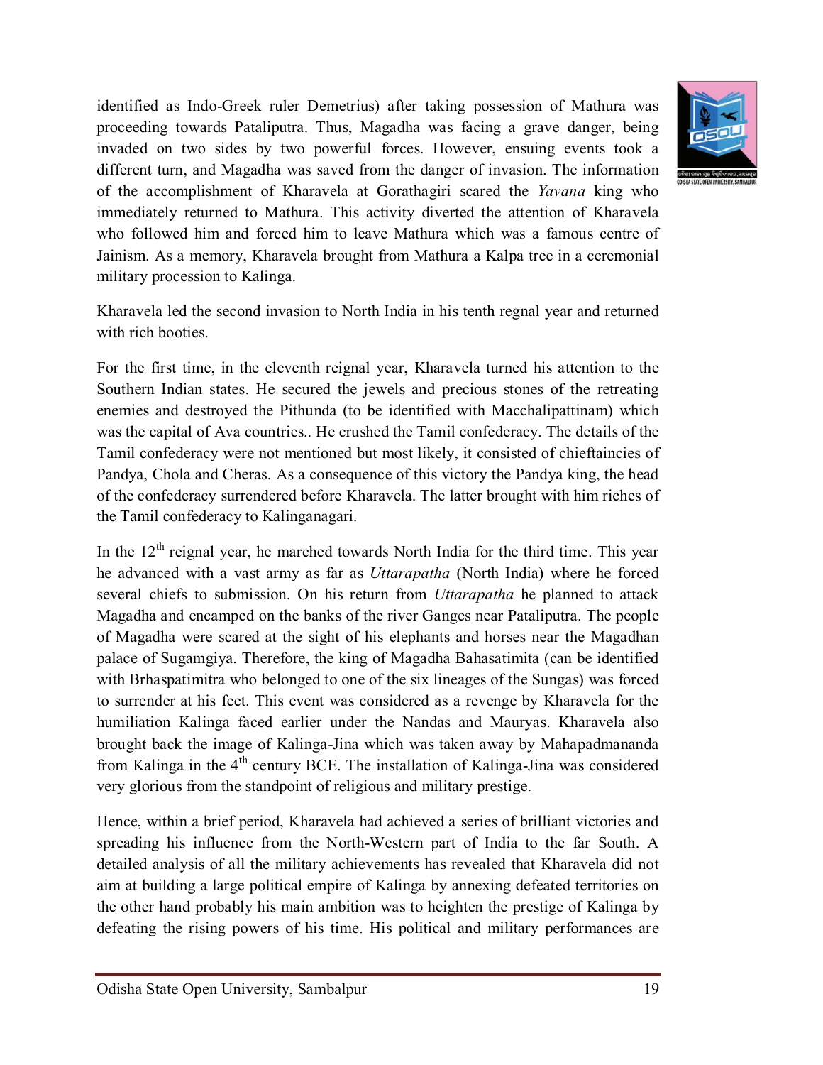identified as Indo-Greek ruler Demetrius) after taking possession of Mathura was proceeding towards Pataliputra. Thus, Magadha was facing a grave danger, being invaded on two sides by two powerful forces. However, ensuing events took a different turn, and Magadha was saved from the danger of invasion. The information of the accomplishment of Kharavela at Gorathagiri scared the *Yavana* king who immediately returned to Mathura. This activity diverted the attention of Kharavela who followed him and forced him to leave Mathura which was a famous centre of Jainism. As a memory, Kharavela brought from Mathura a Kalpa tree in a ceremonial military procession to Kalinga.

Kharavela led the second invasion to North India in his tenth regnal year and returned with rich booties.

For the first time, in the eleventh reignal year, Kharavela turned his attention to the Southern Indian states. He secured the jewels and precious stones of the retreating enemies and destroyed the Pithunda (to be identified with Macchalipattinam) which was the capital of Ava countries.. He crushed the Tamil confederacy. The details of the Tamil confederacy were not mentioned but most likely, it consisted of chieftaincies of Pandya, Chola and Cheras. As a consequence of this victory the Pandya king, the head of the confederacy surrendered before Kharavela. The latter brought with him riches of the Tamil confederacy to Kalinganagari.

In the 12th reignal year, he marched towards North India for the third time. This year he advanced with a vast army as far as *Uttarapatha* (North India) where he forced several chiefs to submission. On his return from *Uttarapatha* he planned to attack Magadha and encamped on the banks of the river Ganges near Pataliputra. The people of Magadha were scared at the sight of his elephants and horses near the Magadhan palace of Sugamgiya. Therefore, the king of Magadha Bahasatimita (can be identified with Brhaspatimitra who belonged to one of the six lineages of the Sungas) was forced to surrender at his feet. This event was considered as a revenge by Kharavela for the humiliation Kalinga faced earlier under the Nandas and Mauryas. Kharavela also brought back the image of Kalinga-Jina which was taken away by Mahapadmananda from Kalinga in the 4th century BCE. The installation of Kalinga-Jina was considered very glorious from the standpoint of religious and military prestige.

Hence, within a brief period, Kharavela had achieved a series of brilliant victories and spreading his influence from the North-Western part of India to the far South. A detailed analysis of all the military achievements has revealed that Kharavela did not aim at building a large political empire of Kalinga by annexing defeated territories on the other hand probably his main ambition was to heighten the prestige of Kalinga by defeating the rising powers of his time. His political and military performances are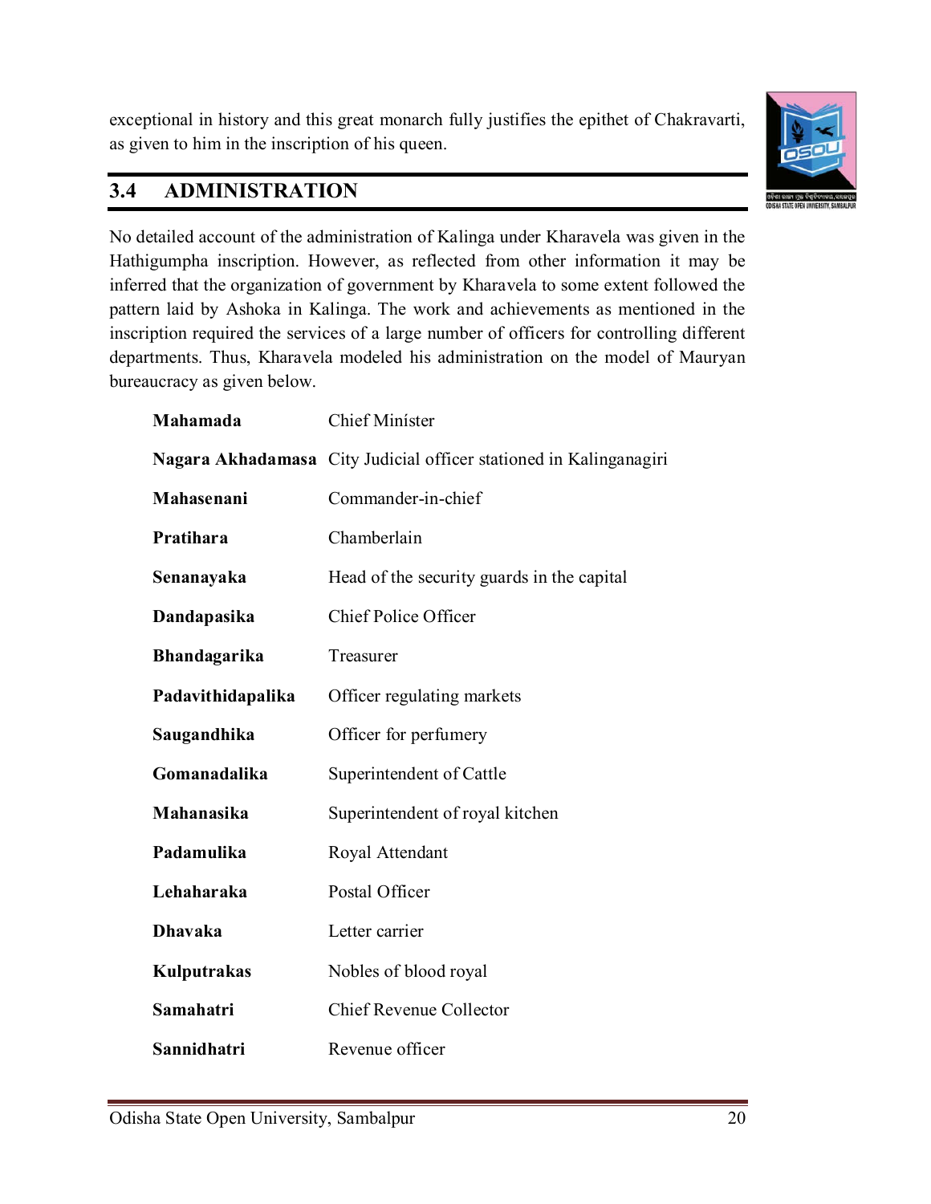exceptional in history and this great monarch fully justifies the epithet of Chakravarti, as given to him in the inscription of his queen.

## 3.4 ADMINISTRATION

No detailed account of the administration of Kalinga under Kharavela was given in the Hathigumpha inscription. However, as reflected from other information it may be inferred that the organization of government by Kharavela to some extent followed the pattern laid by Ashoka in Kalinga. The work and achievements as mentioned in the inscription required the services of a large number of officers for controlling different departments. Thus, Kharavela modeled his administration on the model of Mauryan bureaucracy as given below.

| | |
|---|---|
| **Mahamada** | Chief Minister |
| **Nagara Akhadamasa** | City Judicial officer stationed in Kalinganagiri |
| **Mahasenani** | Commander-in-chief |
| **Pratihara** | Chamberlain |
| **Senanayaka** | Head of the security guards in the capital |
| **Dandapasika** | Chief Police Officer |
| **Bhandagarika** | Treasurer |
| **Padavithidapalika** | Officer regulating markets |
| **Saugandhika** | Officer for perfumery |
| **Gomanadalika** | Superintendent of Cattle |
| **Mahanasika** | Superintendent of royal kitchen |
| **Padamulika** | Royal Attendant |
| **Lehaharaka** | Postal Officer |
| **Dhavaka** | Letter carrier |
| **Kulputrakas** | Nobles of blood royal |
| **Samahatri** | Chief Revenue Collector |
| **Sannidhatri** | Revenue officer |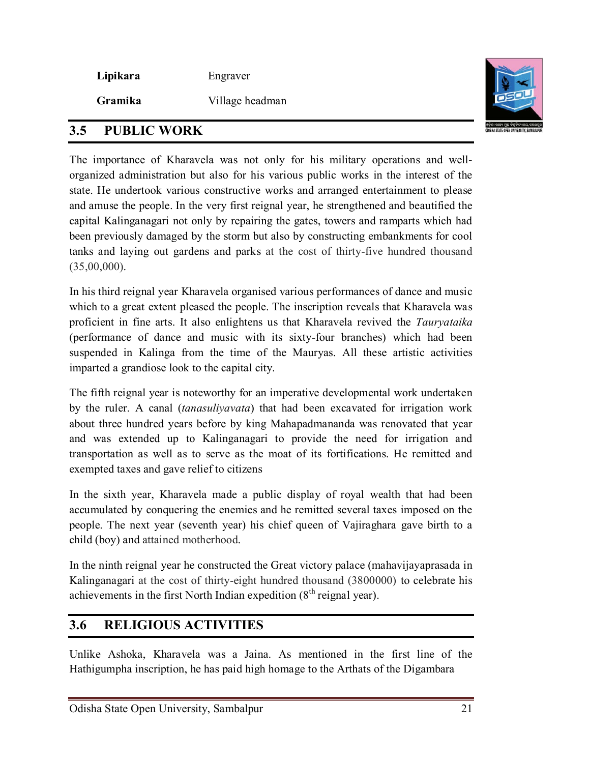| | |
|---|---|
| **Lipikara** | Engraver |
| **Gramika** | Village headman |

## 3.5 PUBLIC WORK

The importance of Kharavela was not only for his military operations and well-organized administration but also for his various public works in the interest of the state. He undertook various constructive works and arranged entertainment to please and amuse the people. In the very first reignal year, he strengthened and beautified the capital Kalinganagari not only by repairing the gates, towers and ramparts which had been previously damaged by the storm but also by constructing embankments for cool tanks and laying out gardens and parks at the cost of thirty-five hundred thousand (35,00,000).

In his third reignal year Kharavela organised various performances of dance and music which to a great extent pleased the people. The inscription reveals that Kharavela was proficient in fine arts. It also enlightens us that Kharavela revived the *Tauryataika* (performance of dance and music with its sixty-four branches) which had been suspended in Kalinga from the time of the Mauryas. All these artistic activities imparted a grandiose look to the capital city.

The fifth reignal year is noteworthy for an imperative developmental work undertaken by the ruler. A canal (*tanasuliyavata*) that had been excavated for irrigation work about three hundred years before by king Mahapadmananda was renovated that year and was extended up to Kalinganagari to provide the need for irrigation and transportation as well as to serve as the moat of its fortifications. He remitted and exempted taxes and gave relief to citizens

In the sixth year, Kharavela made a public display of royal wealth that had been accumulated by conquering the enemies and he remitted several taxes imposed on the people. The next year (seventh year) his chief queen of Vajiraghara gave birth to a child (boy) and attained motherhood.

In the ninth reignal year he constructed the Great victory palace (mahavijayaprasada in Kalinganagari at the cost of thirty-eight hundred thousand (3800000) to celebrate his achievements in the first North Indian expedition (8$^{th}$ reignal year).

## 3.6 RELIGIOUS ACTIVITIES

Unlike Ashoka, Kharavela was a Jaina. As mentioned in the first line of the Hathigumpha inscription, he has paid high homage to the Arthats of the Digambara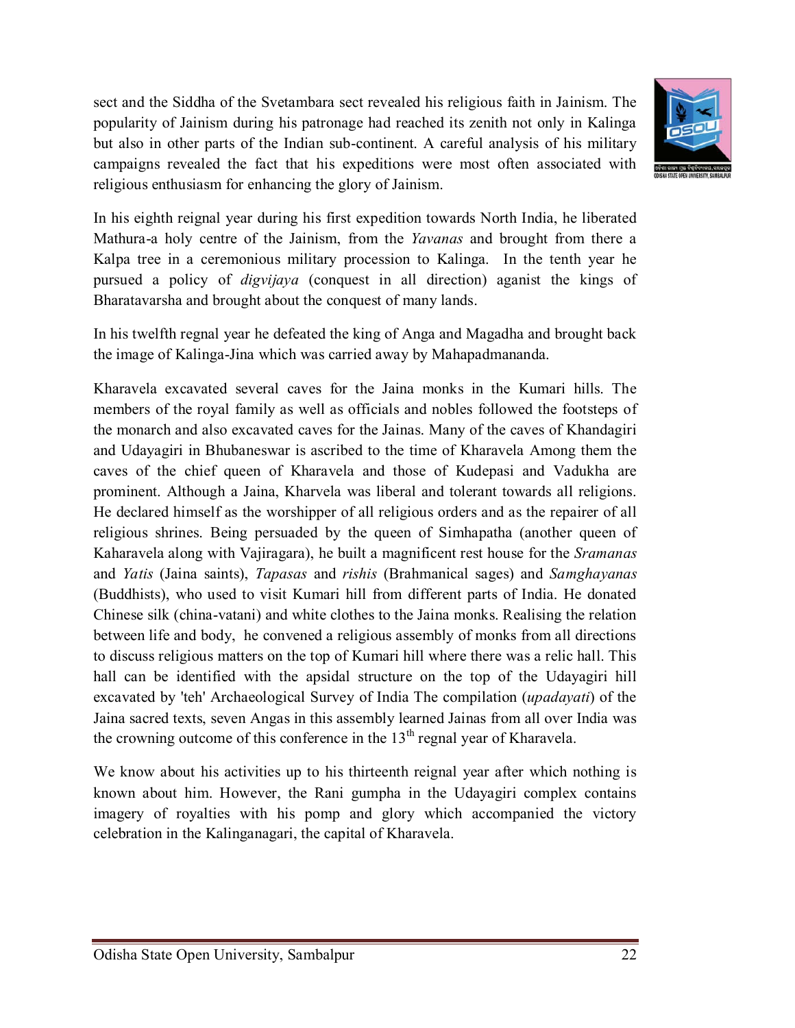sect and the Siddha of the Svetambara sect revealed his religious faith in Jainism. The popularity of Jainism during his patronage had reached its zenith not only in Kalinga but also in other parts of the Indian sub-continent. A careful analysis of his military campaigns revealed the fact that his expeditions were most often associated with religious enthusiasm for enhancing the glory of Jainism.

In his eighth reignal year during his first expedition towards North India, he liberated Mathura-a holy centre of the Jainism, from the *Yavanas* and brought from there a Kalpa tree in a ceremonious military procession to Kalinga. In the tenth year he pursued a policy of *digvijaya* (conquest in all direction) aganist the kings of Bharatavarsha and brought about the conquest of many lands.

In his twelfth regnal year he defeated the king of Anga and Magadha and brought back the image of Kalinga-Jina which was carried away by Mahapadmananda.

Kharavela excavated several caves for the Jaina monks in the Kumari hills. The members of the royal family as well as officials and nobles followed the footsteps of the monarch and also excavated caves for the Jainas. Many of the caves of Khandagiri and Udayagiri in Bhubaneswar is ascribed to the time of Kharavela Among them the caves of the chief queen of Kharavela and those of Kudepasi and Vadukha are prominent. Although a Jaina, Kharvela was liberal and tolerant towards all religions. He declared himself as the worshipper of all religious orders and as the repairer of all religious shrines. Being persuaded by the queen of Simhapatha (another queen of Kaharavela along with Vajiragara), he built a magnificent rest house for the *Sramanas* and *Yatis* (Jaina saints), *Tapasas* and *rishis* (Brahmanical sages) and *Samghayanas* (Buddhists), who used to visit Kumari hill from different parts of India. He donated Chinese silk (china-vatani) and white clothes to the Jaina monks. Realising the relation between life and body, he convened a religious assembly of monks from all directions to discuss religious matters on the top of Kumari hill where there was a relic hall. This hall can be identified with the apsidal structure on the top of the Udayagiri hill excavated by 'teh' Archaeological Survey of India The compilation (*upadayati*) of the Jaina sacred texts, seven Angas in this assembly learned Jainas from all over India was the crowning outcome of this conference in the 13th regnal year of Kharavela.

We know about his activities up to his thirteenth reignal year after which nothing is known about him. However, the Rani gumpha in the Udayagiri complex contains imagery of royalties with his pomp and glory which accompanied the victory celebration in the Kalinganagari, the capital of Kharavela.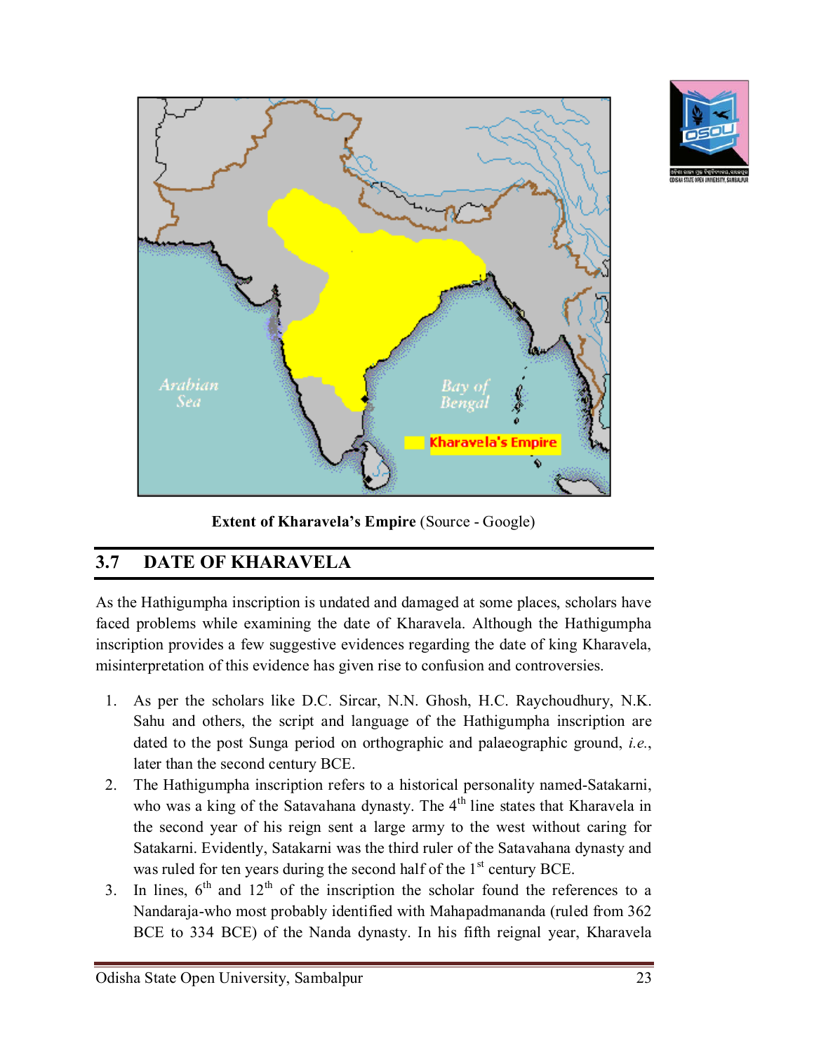Extent of Kharavela's Empire **(Source - Google)**

**Extent of Kharavela's Empire** (Source - Google)

## 3.7 DATE OF KHARAVELA

As the Hathigumpha inscription is undated and damaged at some places, scholars have faced problems while examining the date of Kharavela. Although the Hathigumpha inscription provides a few suggestive evidences regarding the date of king Kharavela, misinterpretation of this evidence has given rise to confusion and controversies.

1. As per the scholars like D.C. Sircar, N.N. Ghosh, H.C. Raychoudhury, N.K. Sahu and others, the script and language of the Hathigumpha inscription are dated to the post Sunga period on orthographic and palaeographic ground, *i.e.*, later than the second century BCE.
2. The Hathigumpha inscription refers to a historical personality named-Satakarni, who was a king of the Satavahana dynasty. The 4th line states that Kharavela in the second year of his reign sent a large army to the west without caring for Satakarni. Evidently, Satakarni was the third ruler of the Satavahana dynasty and was ruled for ten years during the second half of the 1st century BCE.
3. In lines, 6th and 12th of the inscription the scholar found the references to a Nandaraja-who most probably identified with Mahapadmananda (ruled from 362 BCE to 334 BCE) of the Nanda dynasty. In his fifth reignal year, Kharavela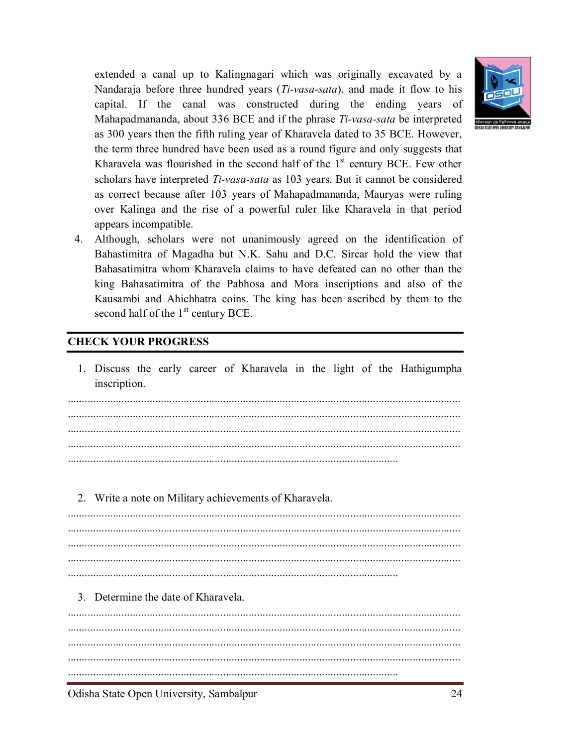extended a canal up to Kalingnagari which was originally excavated by a Nandaraja before three hundred years (*Ti-vasa-sata*), and made it flow to his capital. If the canal was constructed during the ending years of Mahapadmananda, about 336 BCE and if the phrase *Ti-vasa-sata* be interpreted as 300 years then the fifth ruling year of Kharavela dated to 35 BCE. However, the term three hundred have been used as a round figure and only suggests that Kharavela was flourished in the second half of the 1st century BCE. Few other scholars have interpreted *Ti-vasa-sata* as 103 years. But it cannot be considered as correct because after 103 years of Mahapadmananda, Mauryas were ruling over Kalinga and the rise of a powerful ruler like Kharavela in that period appears incompatible.

4. Although, scholars were not unanimously agreed on the identification of Bahastimitra of Magadha but N.K. Sahu and D.C. Sircar hold the view that Bahasatimitra whom Kharavela claims to have defeated can no other than the king Bahasatimitra of the Pabhosa and Mora inscriptions and also of the Kausambi and Ahichhatra coins. The king has been ascribed by them to the second half of the 1st century BCE.

## CHECK YOUR PROGRESS

1. Discuss the early career of Kharavela in the light of the Hathigumpha inscription.

..........................................................................................................................................
..........................................................................................................................................
..........................................................................................................................................
..........................................................................................................................................
......................................................................................................................

2. Write a note on Military achievements of Kharavela.

..........................................................................................................................................
..........................................................................................................................................
..........................................................................................................................................
..........................................................................................................................................
......................................................................................................................

3. Determine the date of Kharavela.

..........................................................................................................................................
..........................................................................................................................................
..........................................................................................................................................
..........................................................................................................................................
......................................................................................................................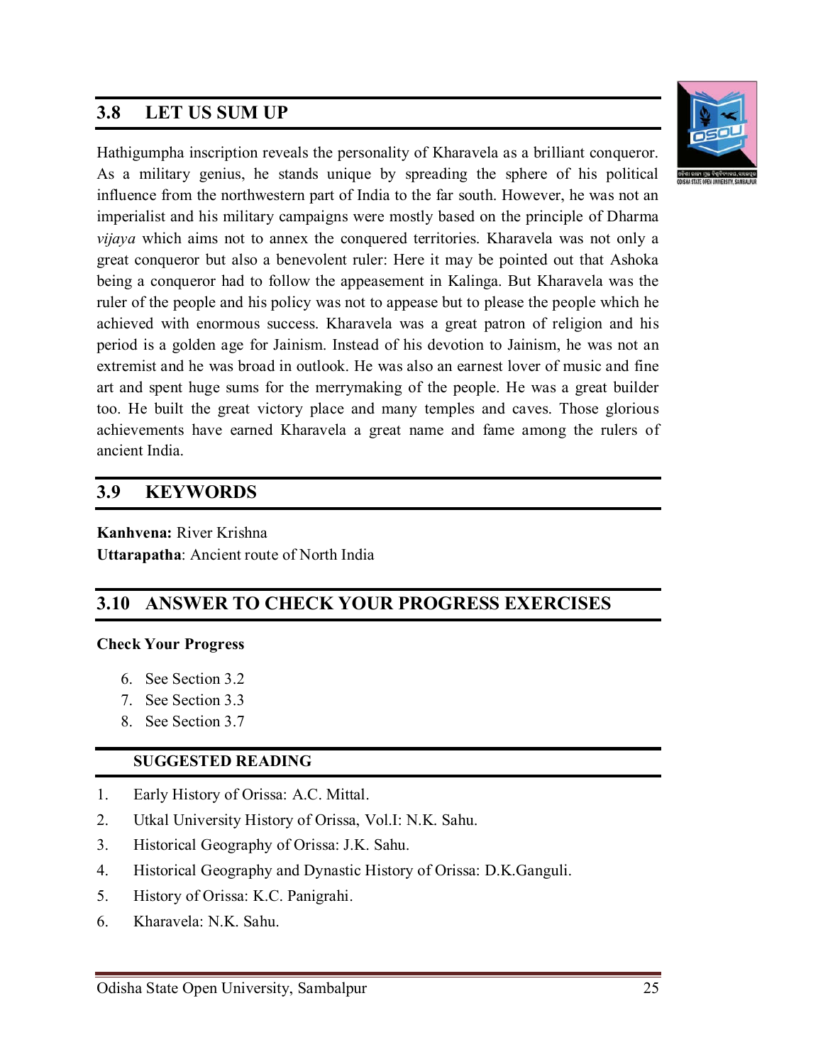## 3.8 LET US SUM UP

Hathigumpha inscription reveals the personality of Kharavela as a brilliant conqueror. As a military genius, he stands unique by spreading the sphere of his political influence from the northwestern part of India to the far south. However, he was not an imperialist and his military campaigns were mostly based on the principle of Dharma *vijaya* which aims not to annex the conquered territories. Kharavela was not only a great conqueror but also a benevolent ruler: Here it may be pointed out that Ashoka being a conqueror had to follow the appeasement in Kalinga. But Kharavela was the ruler of the people and his policy was not to appease but to please the people which he achieved with enormous success. Kharavela was a great patron of religion and his period is a golden age for Jainism. Instead of his devotion to Jainism, he was not an extremist and he was broad in outlook. He was also an earnest lover of music and fine art and spent huge sums for the merrymaking of the people. He was a great builder too. He built the great victory place and many temples and caves. Those glorious achievements have earned Kharavela a great name and fame among the rulers of ancient India.

## 3.9 KEYWORDS

**Kanhvena:** River Krishna
**Uttarapatha**: Ancient route of North India

## 3.10 ANSWER TO CHECK YOUR PROGRESS EXERCISES

**Check Your Progress**

6. See Section 3.2
7. See Section 3.3
8. See Section 3.7

## SUGGESTED READING

1. Early History of Orissa: A.C. Mittal.
2. Utkal University History of Orissa, Vol.I: N.K. Sahu.
3. Historical Geography of Orissa: J.K. Sahu.
4. Historical Geography and Dynastic History of Orissa: D.K.Ganguli.
5. History of Orissa: K.C. Panigrahi.
6. Kharavela: N.K. Sahu.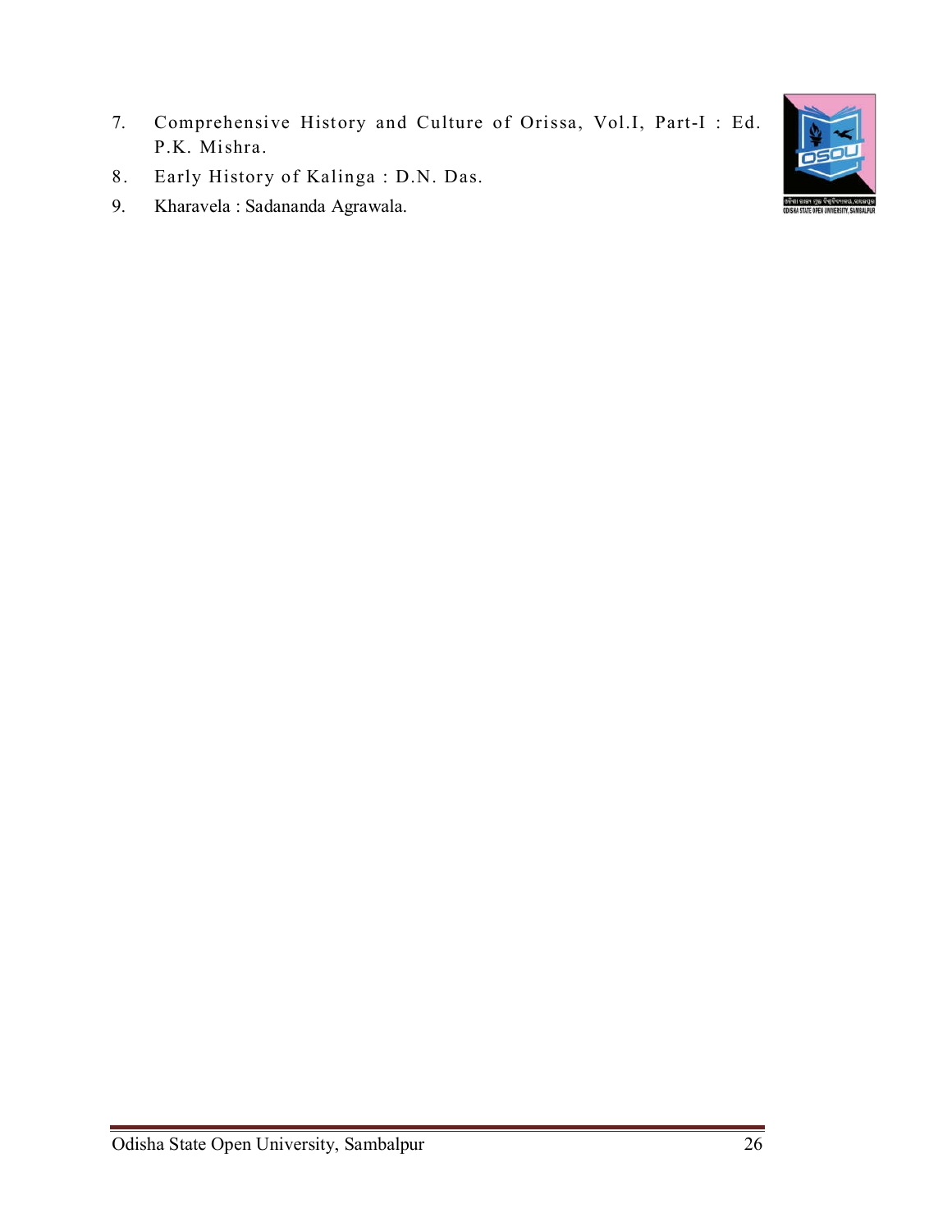7. Comprehensive History and Culture of Orissa, Vol.I, Part-I : Ed. P.K. Mishra.
8. Early History of Kalinga : D.N. Das.
9. Kharavela : Sadananda Agrawala.